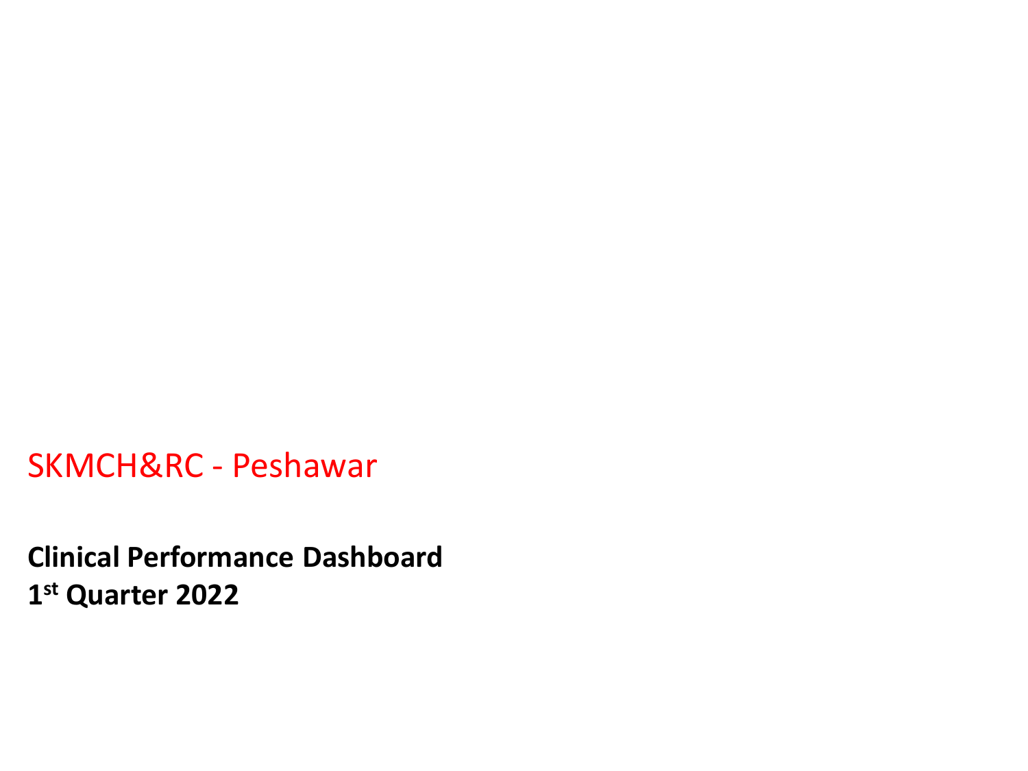# SKMCH&RC - Peshawar

**Clinical Performance Dashboard**
**1st Quarter 2022**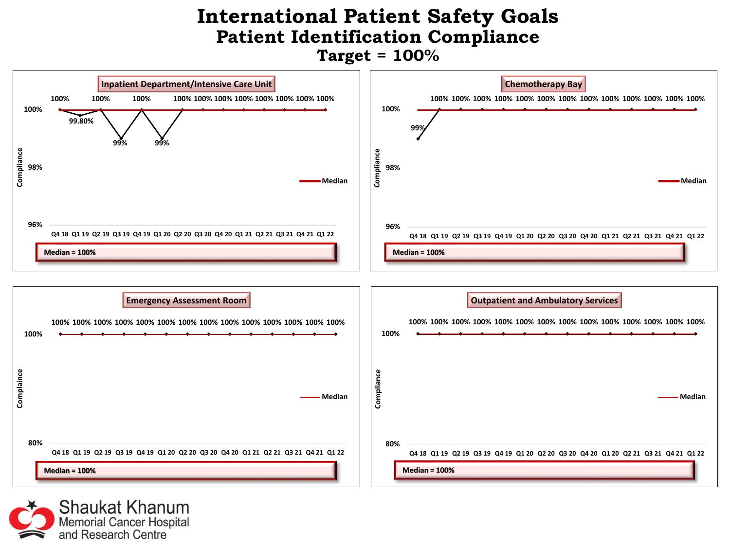# International Patient Safety Goals

## Patient Identification Compliance

### Target = 100%

**Inpatient Department/Intensive Care Unit**

| Quarter | Q4 18 | Q1 19 | Q2 19 | Q3 19 | Q4 19 | Q1 20 | Q2 20 | Q3 20 | Q4 20 | Q1 21 | Q2 21 | Q3 21 | Q4 21 | Q1 22 |
|---|---|---|---|---|---|---|---|---|---|---|---|---|---|---|
| Compliance | 100% | 99.80% | 100% | 99% | 100% | 99% | 100% | 100% | 100% | 100% | 100% | 100% | 100% | 100% |

Median = 100%

**Chemotherapy Bay**

| Quarter | Q4 18 | Q1 19 | Q2 19 | Q3 19 | Q4 19 | Q1 20 | Q2 20 | Q3 20 | Q4 20 | Q1 21 | Q2 21 | Q3 21 | Q4 21 | Q1 22 |
|---|---|---|---|---|---|---|---|---|---|---|---|---|---|---|
| Compliance | 99% | 100% | 100% | 100% | 100% | 100% | 100% | 100% | 100% | 100% | 100% | 100% | 100% | 100% |

Median = 100%

**Emergency Assessment Room**

| Quarter | Q4 18 | Q1 19 | Q2 19 | Q3 19 | Q4 19 | Q1 20 | Q2 20 | Q3 20 | Q4 20 | Q1 21 | Q2 21 | Q3 21 | Q4 21 | Q1 22 |
|---|---|---|---|---|---|---|---|---|---|---|---|---|---|---|
| Compliance | 100% | 100% | 100% | 100% | 100% | 100% | 100% | 100% | 100% | 100% | 100% | 100% | 100% | 100% |

Median = 100%

**Outpatient and Ambulatory Services**

| Quarter | Q4 18 | Q1 19 | Q2 19 | Q3 19 | Q4 19 | Q1 20 | Q2 20 | Q3 20 | Q4 20 | Q1 20 | Q2 21 | Q3 21 | Q4 21 | Q1 22 |
|---|---|---|---|---|---|---|---|---|---|---|---|---|---|---|
| Compliance | 100% | 100% | 100% | 100% | 100% | 100% | 100% | 100% | 100% | 100% | 100% | 100% | 100% | 100% |

Median = 100%

Shaukat Khanum Memorial Cancer Hospital and Research Centre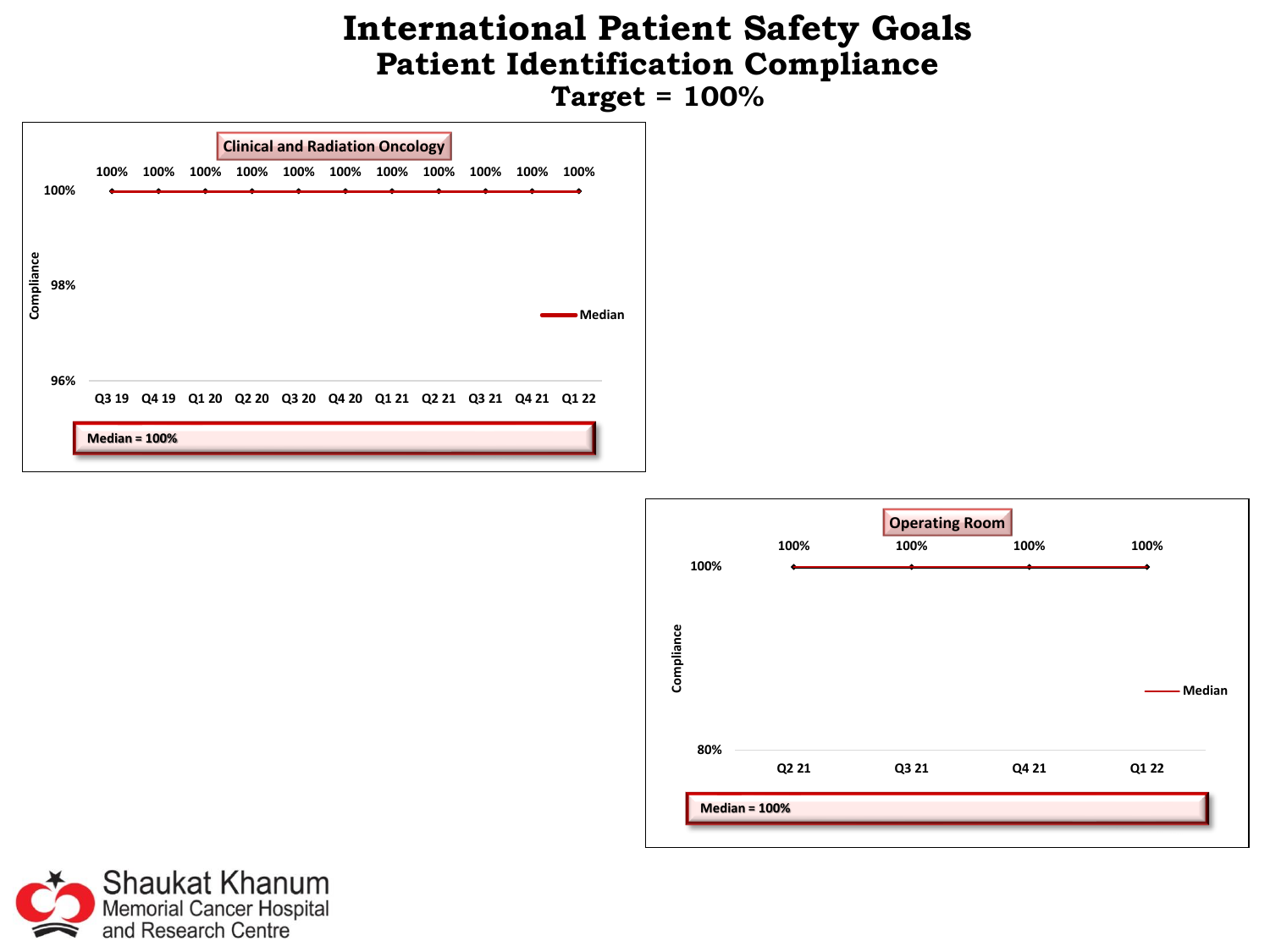# International Patient Safety Goals

## Patient Identification Compliance

### Target = 100%

**Clinical and Radiation Oncology**

| Quarter | Q3 19 | Q4 19 | Q1 20 | Q2 20 | Q3 20 | Q4 20 | Q1 21 | Q2 21 | Q3 21 | Q4 21 | Q1 22 |
|---|---|---|---|---|---|---|---|---|---|---|---|
| Compliance | 100% | 100% | 100% | 100% | 100% | 100% | 100% | 100% | 100% | 100% | 100% |

Median = 100%

**Operating Room**

| Quarter | Q2 21 | Q3 21 | Q4 21 | Q1 22 |
|---|---|---|---|---|
| Compliance | 100% | 100% | 100% | 100% |

Median = 100%

Shaukat Khanum Memorial Cancer Hospital and Research Centre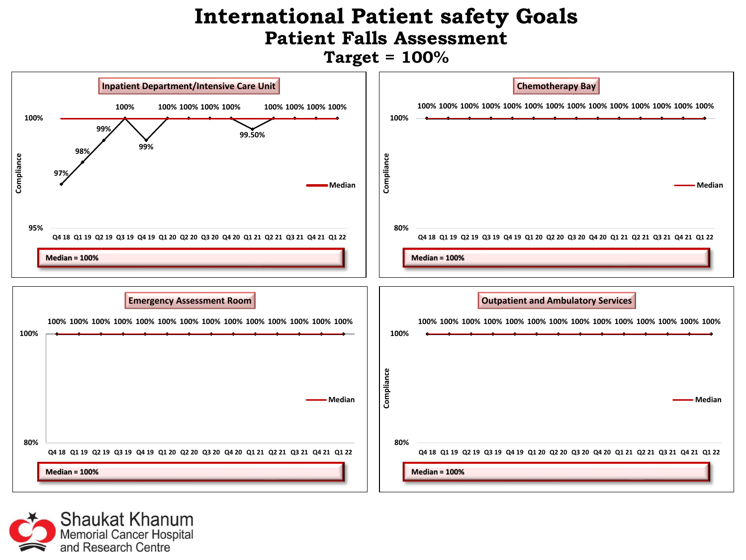# International Patient safety Goals

## Patient Falls Assessment

## Target = 100%

### Inpatient Department/Intensive Care Unit

| Quarter | Q4 18 | Q1 19 | Q2 19 | Q3 19 | Q4 19 | Q1 20 | Q2 20 | Q3 20 | Q4 20 | Q1 21 | Q2 21 | Q3 21 | Q4 21 | Q1 22 |
|---|---|---|---|---|---|---|---|---|---|---|---|---|---|---|
| Compliance | 97% | 98% | 99% | 100% | 99% | 100% | 100% | 100% | 100% | 99.50% | 100% | 100% | 100% | 100% |

Median = 100%

### Chemotherapy Bay

| Quarter | Q4 18 | Q1 19 | Q2 19 | Q3 19 | Q4 19 | Q1 20 | Q2 20 | Q3 20 | Q4 20 | Q1 21 | Q2 21 | Q3 21 | Q4 21 | Q1 22 |
|---|---|---|---|---|---|---|---|---|---|---|---|---|---|---|
| Compliance | 100% | 100% | 100% | 100% | 100% | 100% | 100% | 100% | 100% | 100% | 100% | 100% | 100% | 100% |

Median = 100%

### Emergency Assessment Room

| Quarter | Q4 18 | Q1 19 | Q2 19 | Q3 19 | Q4 19 | Q1 20 | Q2 20 | Q3 20 | Q4 20 | Q1 21 | Q2 21 | Q3 21 | Q4 21 | Q1 22 |
|---|---|---|---|---|---|---|---|---|---|---|---|---|---|---|
| Compliance | 100% | 100% | 100% | 100% | 100% | 100% | 100% | 100% | 100% | 100% | 100% | 100% | 100% | 100% |

Median = 100%

### Outpatient and Ambulatory Services

| Quarter | Q4 18 | Q1 19 | Q2 19 | Q3 19 | Q4 19 | Q1 20 | Q2 20 | Q3 20 | Q4 20 | Q1 21 | Q2 21 | Q3 21 | Q4 21 | Q1 22 |
|---|---|---|---|---|---|---|---|---|---|---|---|---|---|---|
| Compliance | 100% | 100% | 100% | 100% | 100% | 100% | 100% | 100% | 100% | 100% | 100% | 100% | 100% | 100% |

Median = 100%

Shaukat Khanum Memorial Cancer Hospital and Research Centre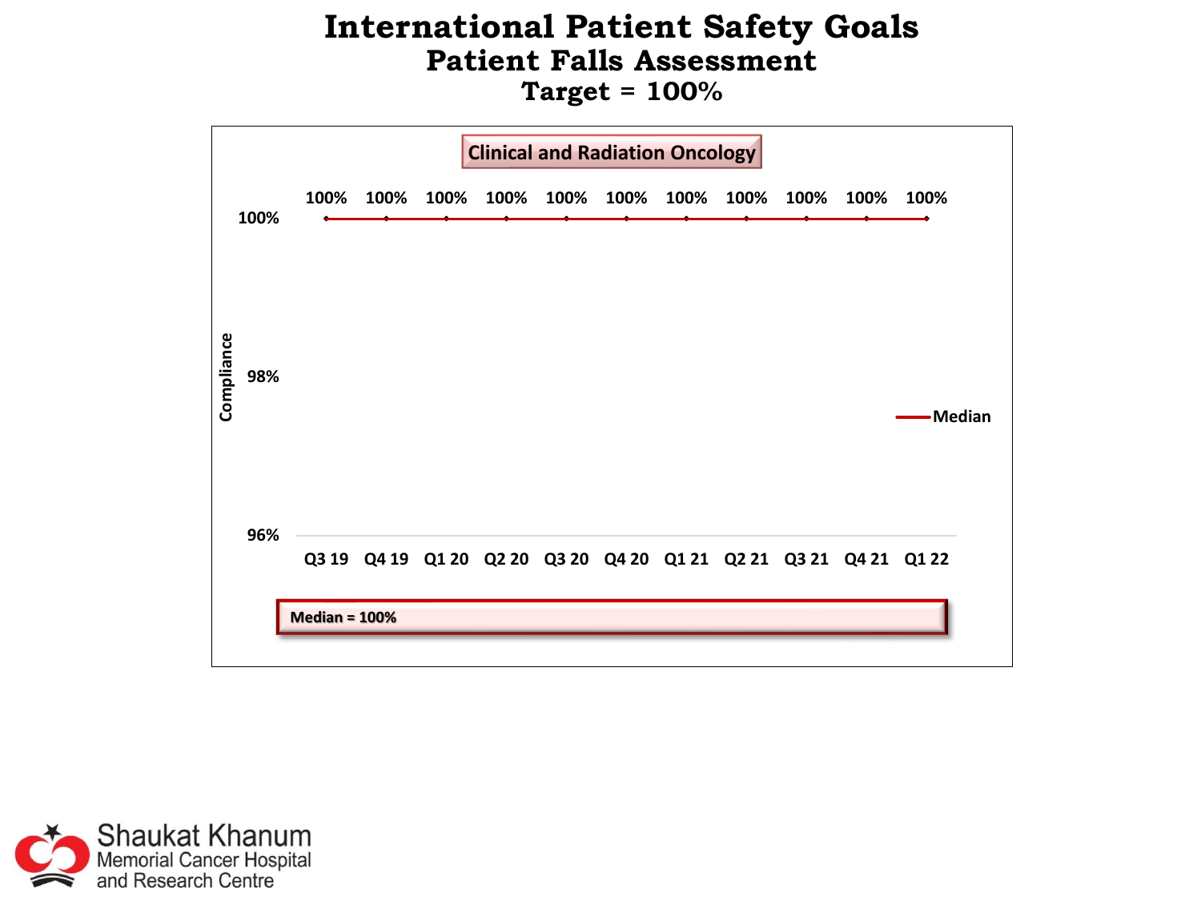# International Patient Safety Goals

## Patient Falls Assessment

### Target = 100%

**Clinical and Radiation Oncology**

| Quarter | Q3 19 | Q4 19 | Q1 20 | Q2 20 | Q3 20 | Q4 20 | Q1 21 | Q2 21 | Q3 21 | Q4 21 | Q1 22 |
|---|---|---|---|---|---|---|---|---|---|---|---|
| Compliance | 100% | 100% | 100% | 100% | 100% | 100% | 100% | 100% | 100% | 100% | 100% |

Median

**Median = 100%**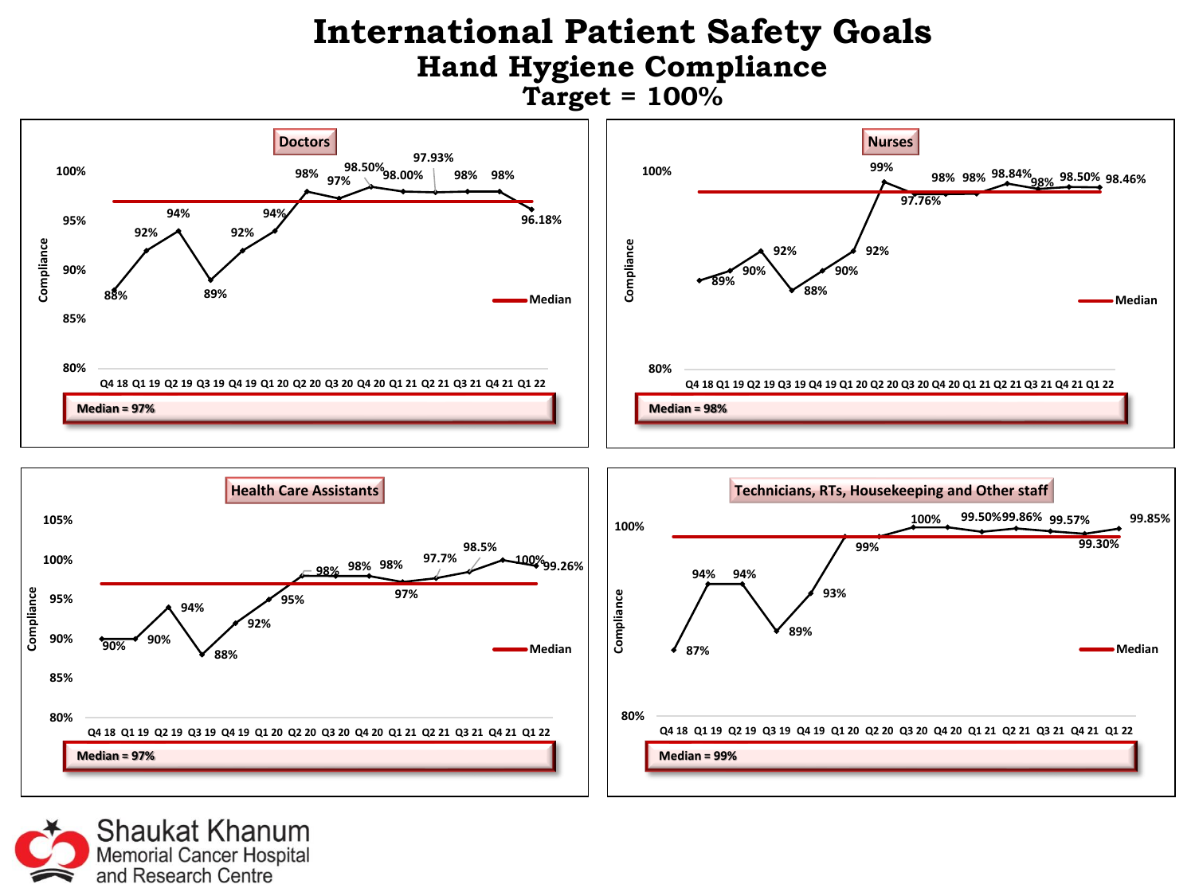# International Patient Safety Goals

## Hand Hygiene Compliance

### Target = 100%

**Doctors**

| Quarter | Q4 18 | Q1 19 | Q2 19 | Q3 19 | Q4 19 | Q1 20 | Q2 20 | Q3 20 | Q4 20 | Q1 21 | Q2 21 | Q3 21 | Q4 21 | Q1 22 |
|---|---|---|---|---|---|---|---|---|---|---|---|---|---|---|
| Compliance | 88% | 92% | 94% | 89% | 92% | 94% | 98% | 97% | 98.50% | 98.00% | 97.93% | 98% | 98% | 96.18% |

Median = 97%

**Nurses**

| Quarter | Q4 18 | Q1 19 | Q2 19 | Q3 19 | Q4 19 | Q1 20 | Q2 20 | Q3 20 | Q4 20 | Q1 21 | Q2 21 | Q3 21 | Q4 21 | Q1 22 |
|---|---|---|---|---|---|---|---|---|---|---|---|---|---|---|
| Compliance | 89% | 90% | 92% | 88% | 90% | 92% | 99% | 97.76% | 98% | 98% | 98.84% | 98% | 98.50% | 98.46% |

Median = 98%

**Health Care Assistants**

| Quarter | Q4 18 | Q1 19 | Q2 19 | Q3 19 | Q4 19 | Q1 20 | Q2 20 | Q3 20 | Q4 20 | Q1 21 | Q2 21 | Q3 21 | Q4 21 | Q1 22 |
|---|---|---|---|---|---|---|---|---|---|---|---|---|---|---|
| Compliance | 90% | 90% | 94% | 88% | 92% | 95% | 98% | 98% | 98% | 97% | 97.7% | 98.5% | 100% | 99.26% |

Median = 97%

**Technicians, RTs, Housekeeping and Other staff**

| Quarter | Q4 18 | Q1 19 | Q2 19 | Q3 19 | Q4 19 | Q1 20 | Q2 20 | Q3 20 | Q4 20 | Q1 21 | Q2 21 | Q3 21 | Q4 21 | Q1 22 |
|---|---|---|---|---|---|---|---|---|---|---|---|---|---|---|
| Compliance | 87% | 94% | 94% | 89% | 93% | | 99% | 100% | | 99.50% | 99.86% | 99.57% | 99.30% | 99.85% |

Median = 99%

Shaukat Khanum Memorial Cancer Hospital and Research Centre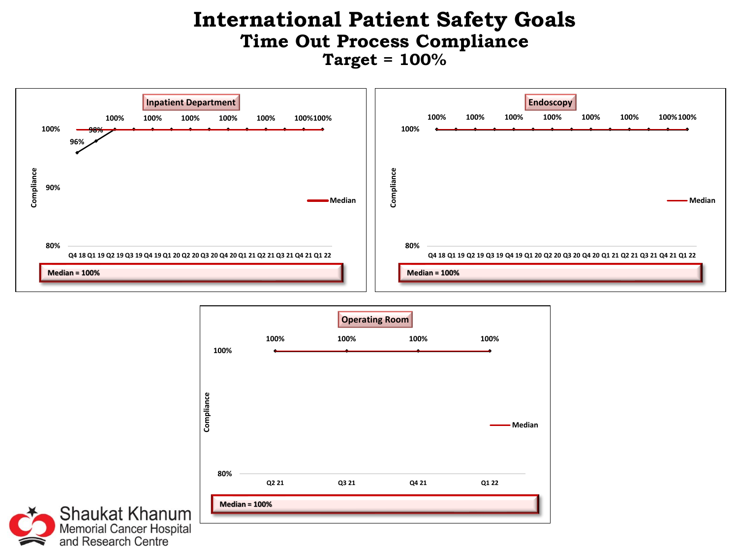# International Patient Safety Goals

## Time Out Process Compliance

### Target = 100%

**Inpatient Department**

| Quarter | Compliance |
|---|---|
| Q4 18 | 96% |
| Q1 19 | 98% |
| Q2 19 | 100% |
| Q3 19 | 100% |
| Q4 19 | 100% |
| Q1 20 | 100% |
| Q2 20 | 100% |
| Q3 20 | 100% |
| Q4 20 | 100% |
| Q1 21 | 100% |
| Q2 21 | 100% |
| Q3 21 | 100% |
| Q4 21 | 100% |
| Q1 22 | 100% |

Median = 100%

**Endoscopy**

| Quarter | Compliance |
|---|---|
| Q4 18 | 100% |
| Q1 19 | 100% |
| Q2 19 | 100% |
| Q3 19 | 100% |
| Q4 19 | 100% |
| Q1 20 | 100% |
| Q2 20 | 100% |
| Q3 20 | 100% |
| Q4 20 | 100% |
| Q1 21 | 100% |
| Q2 21 | 100% |
| Q3 21 | 100% |
| Q4 21 | 100% |
| Q1 22 | 100% |

Median = 100%

**Operating Room**

| Quarter | Compliance |
|---|---|
| Q2 21 | 100% |
| Q3 21 | 100% |
| Q4 21 | 100% |
| Q1 22 | 100% |

Median = 100%

Shaukat Khanum Memorial Cancer Hospital and Research Centre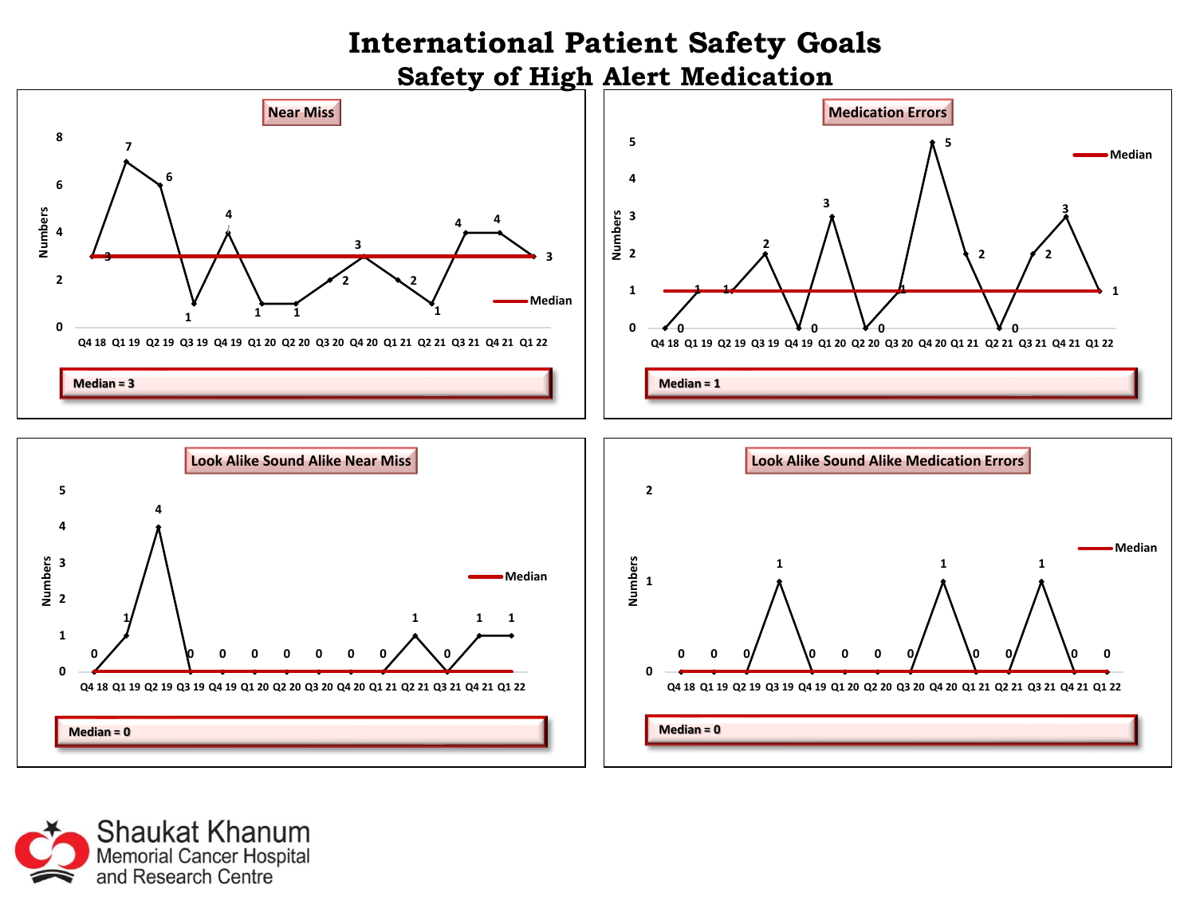# International Patient Safety Goals

## Safety of High Alert Medication

### Near Miss

| Quarter | Q4 18 | Q1 19 | Q2 19 | Q3 19 | Q4 19 | Q1 20 | Q2 20 | Q3 20 | Q4 20 | Q1 21 | Q2 21 | Q3 21 | Q4 21 | Q1 22 |
|---|---|---|---|---|---|---|---|---|---|---|---|---|---|---|
| Numbers | 3 | 7 | 6 | 1 | 4 | 1 | 1 | 2 | 3 | 2 | 1 | 4 | 4 | 3 |

**Median = 3**

### Medication Errors

| Quarter | Q4 18 | Q1 19 | Q2 19 | Q3 19 | Q4 19 | Q1 20 | Q2 20 | Q3 20 | Q4 20 | Q1 21 | Q2 21 | Q3 21 | Q4 21 | Q1 22 |
|---|---|---|---|---|---|---|---|---|---|---|---|---|---|---|
| Numbers | 0 | 1 | 1 | 2 | 0 | 3 | 0 | 1 | 5 | 2 | 0 | 2 | 3 | 1 |

**Median = 1**

### Look Alike Sound Alike Near Miss

| Quarter | Q4 18 | Q1 19 | Q2 19 | Q3 19 | Q4 19 | Q1 20 | Q2 20 | Q3 20 | Q4 20 | Q1 21 | Q2 21 | Q3 21 | Q4 21 | Q1 22 |
|---|---|---|---|---|---|---|---|---|---|---|---|---|---|---|
| Numbers | 0 | 1 | 4 | 0 | 0 | 0 | 0 | 0 | 0 | 0 | 1 | 0 | 1 | 1 |

**Median = 0**

### Look Alike Sound Alike Medication Errors

| Quarter | Q4 18 | Q1 19 | Q2 19 | Q3 19 | Q4 19 | Q1 20 | Q2 20 | Q3 20 | Q4 20 | Q1 21 | Q2 21 | Q3 21 | Q4 21 | Q1 22 |
|---|---|---|---|---|---|---|---|---|---|---|---|---|---|---|
| Numbers | 0 | 0 | 0 | 1 | 0 | 0 | 0 | 0 | 1 | 0 | 0 | 1 | 0 | 0 |

**Median = 0**

Shaukat Khanum Memorial Cancer Hospital and Research Centre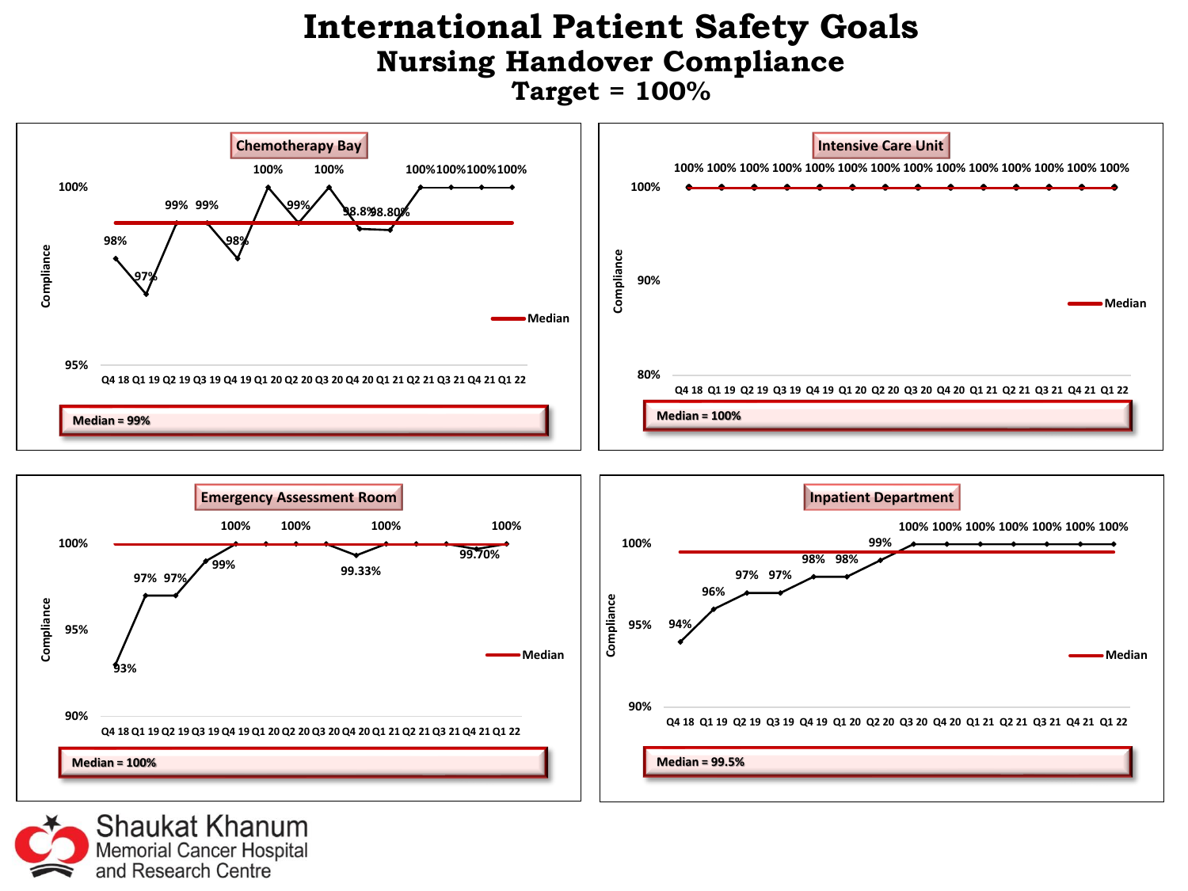# International Patient Safety Goals

## Nursing Handover Compliance

### Target = 100%

**Chemotherapy Bay**

| Quarter | Q4 18 | Q1 19 | Q2 19 | Q3 19 | Q4 19 | Q1 20 | Q2 20 | Q3 20 | Q4 20 | Q1 21 | Q2 21 | Q3 21 | Q4 21 | Q1 22 |
|---|---|---|---|---|---|---|---|---|---|---|---|---|---|---|
| Compliance | 98% | 97% | 99% | 99% | 98% | 100% | 99% | 100% | 98.8% | 98.80% | 100% | 100% | 100% | 100% |

Median = 99%

**Intensive Care Unit**

| Quarter | Q4 18 | Q1 19 | Q2 19 | Q3 19 | Q4 19 | Q1 20 | Q2 20 | Q3 20 | Q4 20 | Q1 21 | Q2 21 | Q3 21 | Q4 21 | Q1 22 |
|---|---|---|---|---|---|---|---|---|---|---|---|---|---|---|
| Compliance | 100% | 100% | 100% | 100% | 100% | 100% | 100% | 100% | 100% | 100% | 100% | 100% | 100% | 100% |

Median = 100%

**Emergency Assessment Room**

| Quarter | Q4 18 | Q1 19 | Q2 19 | Q3 19 | Q4 19 | Q1 20 | Q2 20 | Q3 20 | Q4 20 | Q1 21 | Q2 21 | Q3 21 | Q4 21 | Q1 22 |
|---|---|---|---|---|---|---|---|---|---|---|---|---|---|---|
| Compliance | 93% | 97% | 97% | 99% | 100% | | 100% | | 99.33% | 100% | | | 99.70% | 100% |

Median = 100%

**Inpatient Department**

| Quarter | Q4 18 | Q1 19 | Q2 19 | Q3 19 | Q4 19 | Q1 20 | Q2 20 | Q3 20 | Q4 20 | Q1 21 | Q2 21 | Q3 21 | Q4 21 | Q1 22 |
|---|---|---|---|---|---|---|---|---|---|---|---|---|---|---|
| Compliance | 94% | 96% | 97% | 97% | 98% | 98% | 99% | 100% | 100% | 100% | 100% | 100% | 100% | 100% |

Median = 99.5%

Shaukat Khanum Memorial Cancer Hospital and Research Centre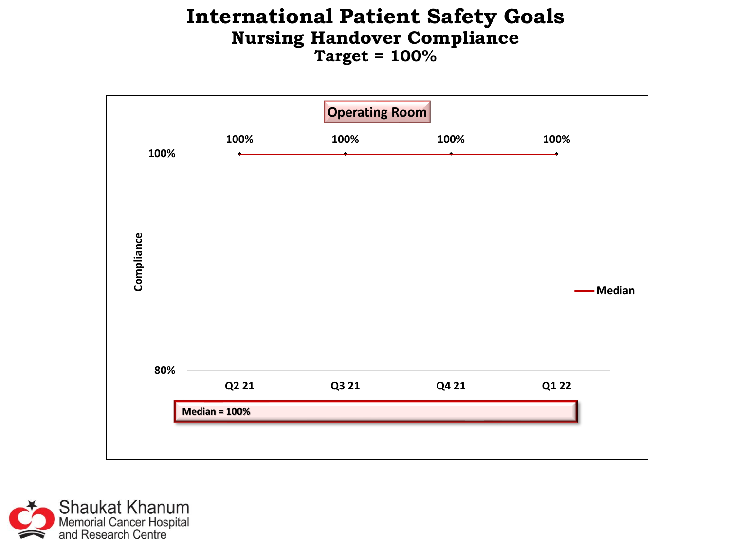# International Patient Safety Goals

## Nursing Handover Compliance

### Target = 100%

**Operating Room**

| | Q2 21 | Q3 21 | Q4 21 | Q1 22 |
|---|---|---|---|---|
| Compliance | 100% | 100% | 100% | 100% |

Compliance

Median

**Median = 100%**

Shaukat Khanum Memorial Cancer Hospital and Research Centre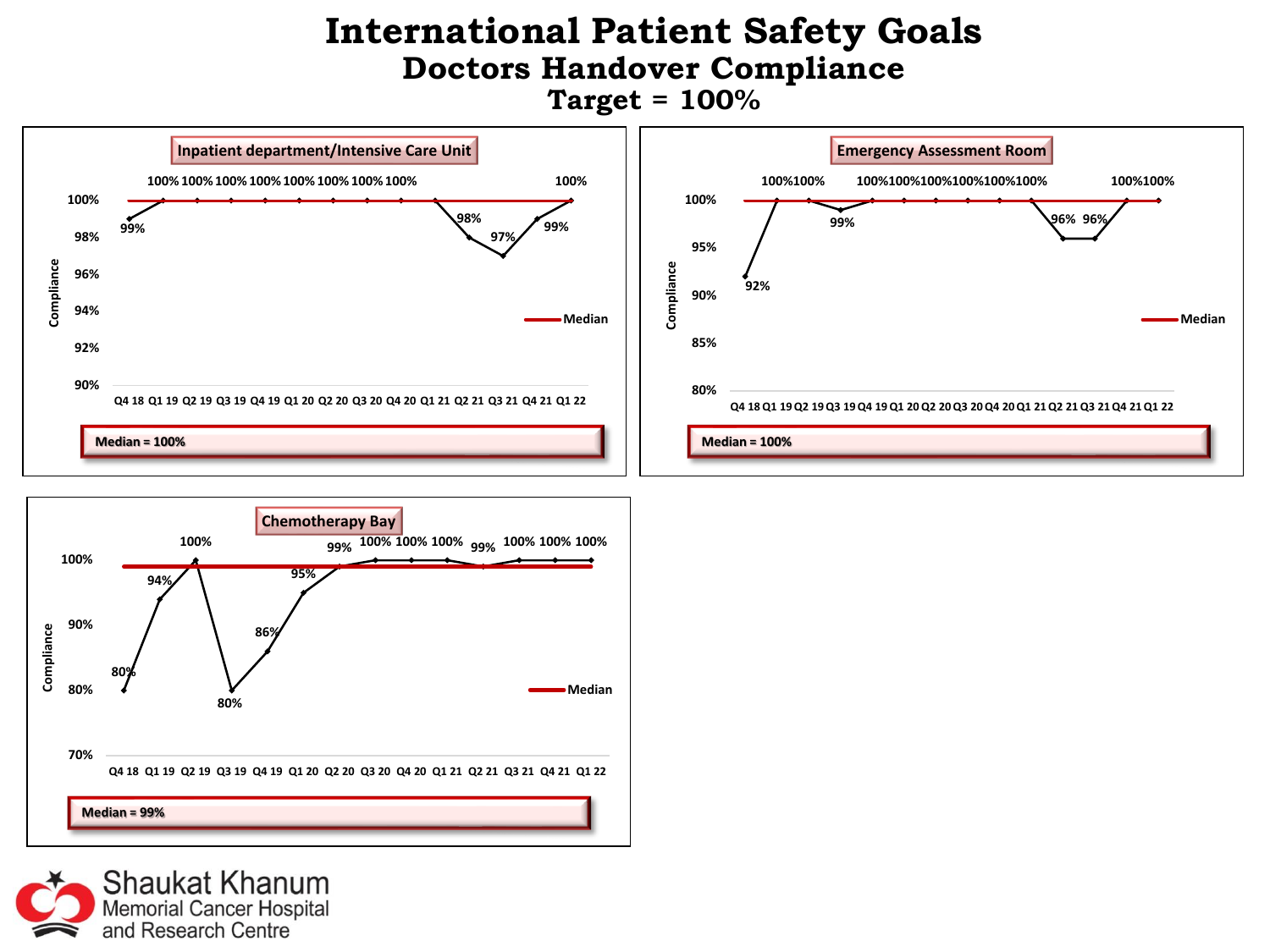# International Patient Safety Goals

## Doctors Handover Compliance

### Target = 100%

**Inpatient department/Intensive Care Unit**

| Quarter | Q4 18 | Q1 19 | Q2 19 | Q3 19 | Q4 19 | Q1 20 | Q2 20 | Q3 20 | Q4 20 | Q1 21 | Q2 21 | Q3 21 | Q4 21 | Q1 22 |
|---|---|---|---|---|---|---|---|---|---|---|---|---|---|---|
| Compliance | 99% | 100% | 100% | 100% | 100% | 100% | 100% | 100% | 100% | 100% | 98% | 97% | 99% | 100% |

Median = 100%

**Emergency Assessment Room**

| Quarter | Q4 18 | Q1 19 | Q2 19 | Q3 19 | Q4 19 | Q1 20 | Q2 20 | Q3 20 | Q4 20 | Q1 21 | Q2 21 | Q3 21 | Q4 21 | Q1 22 |
|---|---|---|---|---|---|---|---|---|---|---|---|---|---|---|
| Compliance | 92% | 100% | 100% | 99% | 100% | 100% | 100% | 100% | 100% | 100% | 96% | 96% | 100% | 100% |

Median = 100%

**Chemotherapy Bay**

| Quarter | Q4 18 | Q1 19 | Q2 19 | Q3 19 | Q4 19 | Q1 20 | Q2 20 | Q3 20 | Q4 20 | Q1 21 | Q2 21 | Q3 21 | Q4 21 | Q1 22 |
|---|---|---|---|---|---|---|---|---|---|---|---|---|---|---|
| Compliance | 80% | 94% | 100% | 80% | 86% | 95% | 99% | 100% | 100% | 100% | 99% | 100% | 100% | 100% |

Median = 99%

Shaukat Khanum Memorial Cancer Hospital and Research Centre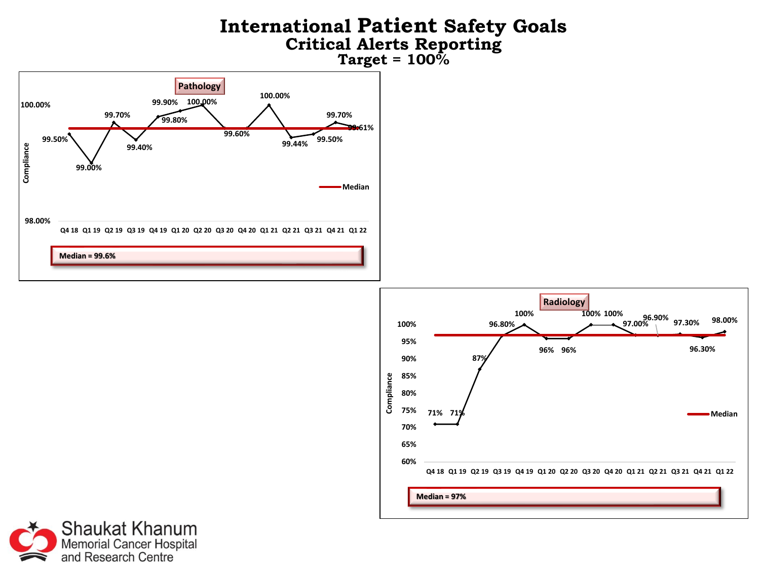# International Patient Safety Goals
## Critical Alerts Reporting
### Target = 100%

**Pathology**

| Quarter | Compliance |
|---|---|
| Q4 18 | 99.50% |
| Q1 19 | 99.00% |
| Q2 19 | 99.70% |
| Q3 19 | 99.40% |
| Q4 19 | 99.90% |
| Q1 20 | 99.80% |
| Q2 20 | 100.00% |
| Q3 20 | 99.60% |
| Q4 20 | 99.60% |
| Q1 21 | 100.00% |
| Q2 21 | 99.44% |
| Q3 21 | 99.50% |
| Q4 21 | 99.70% |
| Q1 22 | 99.61% |

Median = 99.6%

**Radiology**

| Quarter | Compliance |
|---|---|
| Q4 18 | 71% |
| Q1 19 | 71% |
| Q2 19 | 87% |
| Q3 19 | 96.80% |
| Q4 19 | 100% |
| Q1 20 | 96% |
| Q2 20 | 96% |
| Q3 20 | 100% |
| Q4 20 | 100% |
| Q1 21 | 97.00% |
| Q2 21 | 96.90% |
| Q3 21 | 97.30% |
| Q4 21 | 96.30% |
| Q1 22 | 98.00% |

Median = 97%

Shaukat Khanum Memorial Cancer Hospital and Research Centre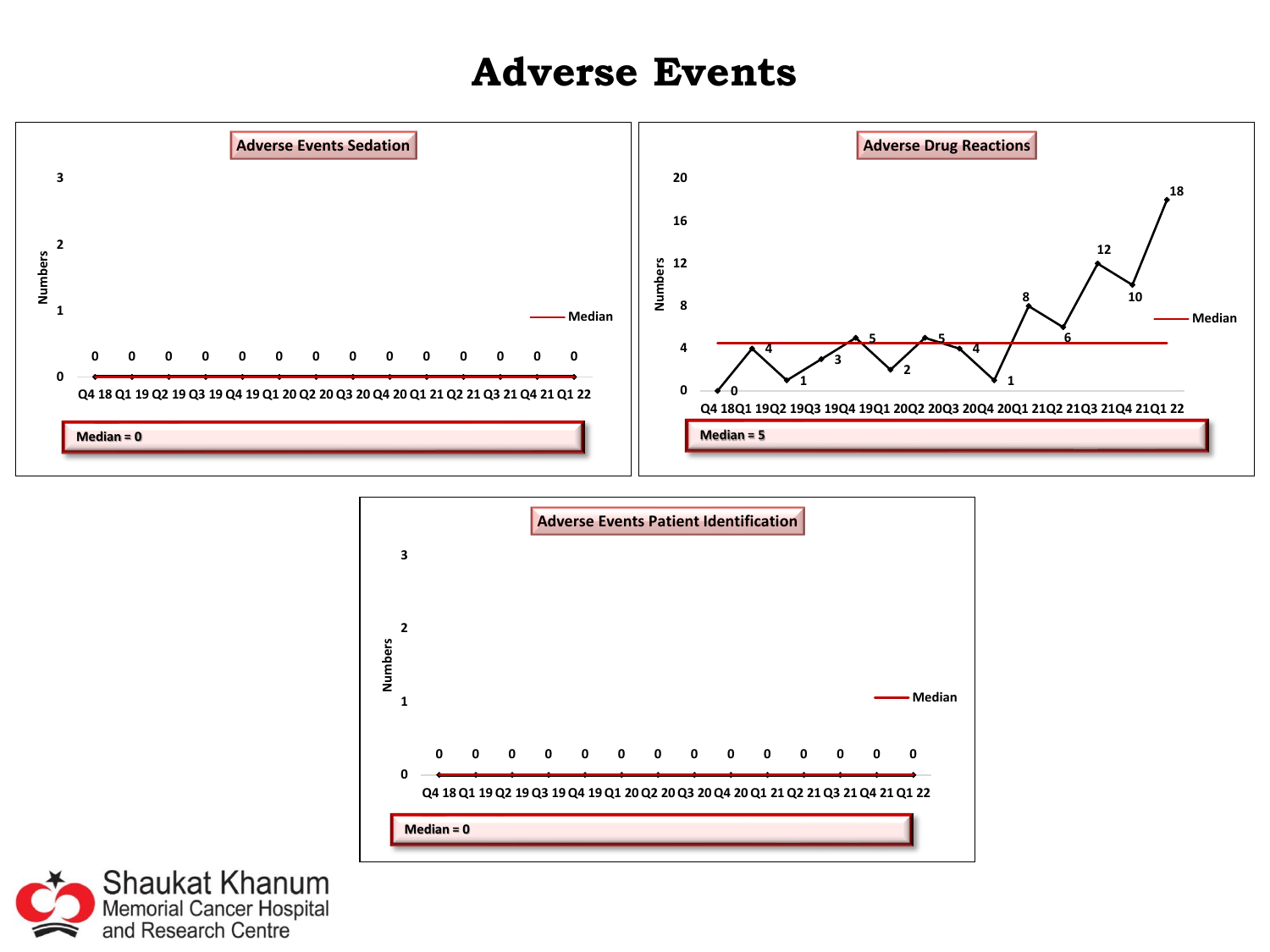# Adverse Events

## Adverse Events Sedation

| Quarter | Q4 18 | Q1 19 | Q2 19 | Q3 19 | Q4 19 | Q1 20 | Q2 20 | Q3 20 | Q4 20 | Q1 21 | Q2 21 | Q3 21 | Q4 21 | Q1 22 |
|---|---|---|---|---|---|---|---|---|---|---|---|---|---|---|
| Numbers | 0 | 0 | 0 | 0 | 0 | 0 | 0 | 0 | 0 | 0 | 0 | 0 | 0 | 0 |

Median = 0

## Adverse Drug Reactions

| Quarter | Q4 18 | Q1 19 | Q2 19 | Q3 19 | Q4 19 | Q1 20 | Q2 20 | Q3 20 | Q4 20 | Q1 21 | Q2 21 | Q3 21 | Q4 21 | Q1 22 |
|---|---|---|---|---|---|---|---|---|---|---|---|---|---|---|
| Numbers | 0 | 4 | 1 | 3 | 5 | 2 | 5 | 4 | 1 | 8 | 6 | 12 | 10 | 18 |

Median = 5

## Adverse Events Patient Identification

| Quarter | Q4 18 | Q1 19 | Q2 19 | Q3 19 | Q4 19 | Q1 20 | Q2 20 | Q3 20 | Q4 20 | Q1 21 | Q2 21 | Q3 21 | Q4 21 | Q1 22 |
|---|---|---|---|---|---|---|---|---|---|---|---|---|---|---|
| Numbers | 0 | 0 | 0 | 0 | 0 | 0 | 0 | 0 | 0 | 0 | 0 | 0 | 0 | 0 |

Median = 0

Shaukat Khanum Memorial Cancer Hospital and Research Centre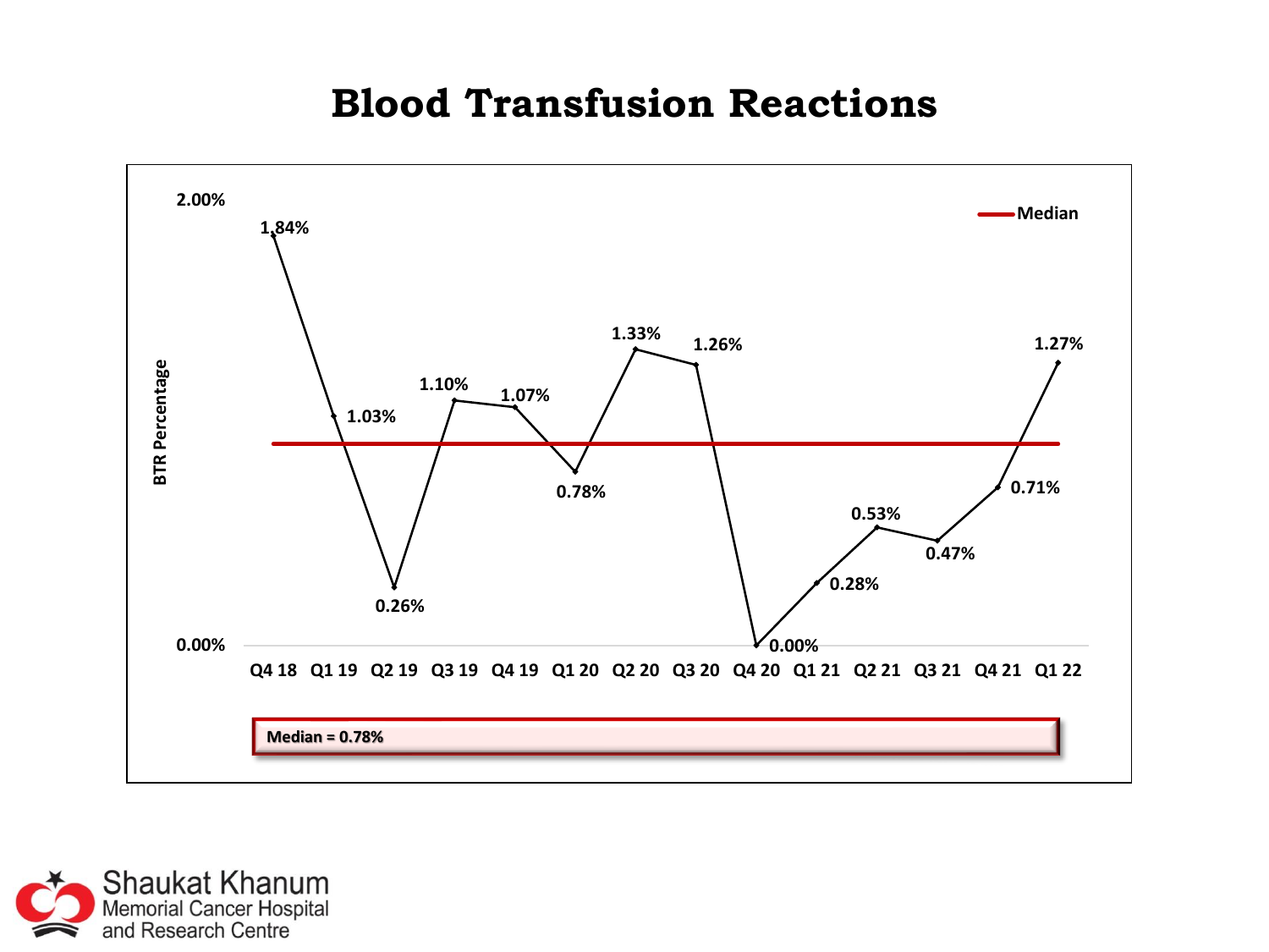# Blood Transfusion Reactions

| Quarter | BTR Percentage |
|---|---|
| Q4 18 | 1.84% |
| Q1 19 | 1.03% |
| Q2 19 | 0.26% |
| Q3 19 | 1.10% |
| Q4 19 | 1.07% |
| Q1 20 | 0.78% |
| Q2 20 | 1.33% |
| Q3 20 | 1.26% |
| Q4 20 | 0.00% |
| Q1 21 | 0.28% |
| Q2 21 | 0.53% |
| Q3 21 | 0.47% |
| Q4 21 | 0.71% |
| Q1 22 | 1.27% |

**Median = 0.78%**

Shaukat Khanum Memorial Cancer Hospital and Research Centre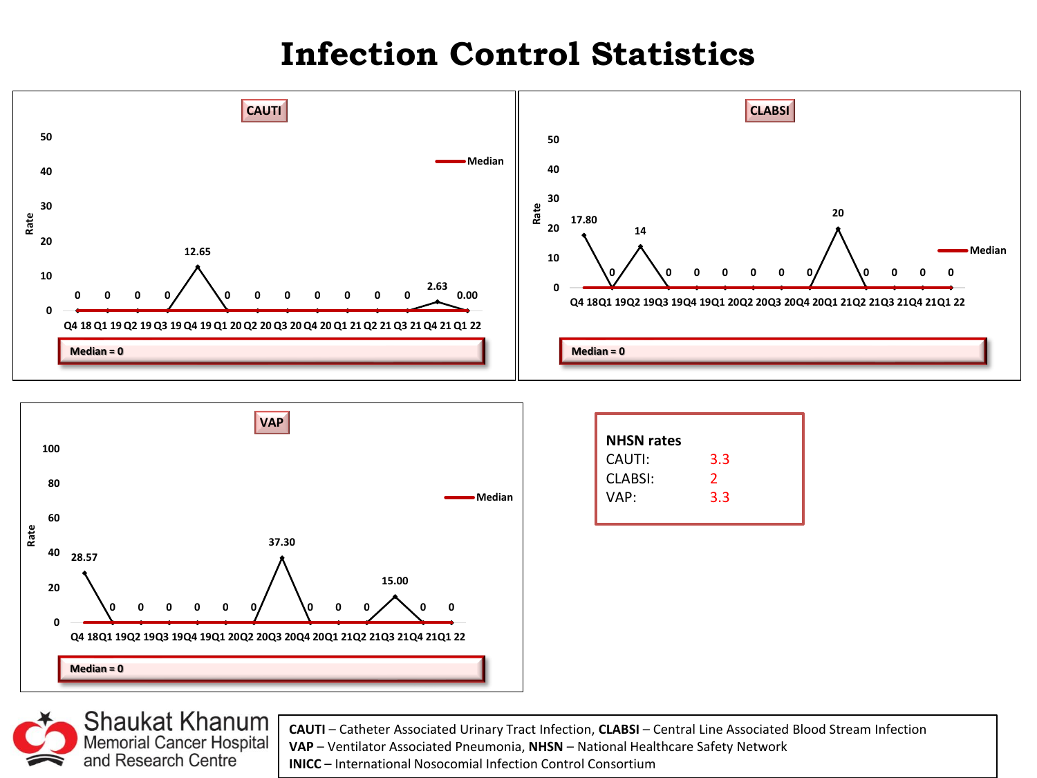# Infection Control Statistics

## CAUTI

| Quarter | Rate |
|---|---|
| Q4 18 | 0 |
| Q1 19 | 0 |
| Q2 19 | 0 |
| Q3 19 | 0 |
| Q4 19 | 12.65 |
| Q1 20 | 0 |
| Q2 20 | 0 |
| Q3 20 | 0 |
| Q4 20 | 0 |
| Q1 21 | 0 |
| Q2 21 | 0 |
| Q3 21 | 0 |
| Q4 21 | 2.63 |
| Q1 22 | 0.00 |

Median = 0

## CLABSI

| Quarter | Rate |
|---|---|
| Q4 18 | 17.80 |
| Q1 19 | 0 |
| Q2 19 | 14 |
| Q3 19 | 0 |
| Q4 19 | 0 |
| Q1 20 | 0 |
| Q2 20 | 0 |
| Q3 20 | 0 |
| Q4 20 | 0 |
| Q1 21 | 20 |
| Q2 21 | 0 |
| Q3 21 | 0 |
| Q4 21 | 0 |
| Q1 22 | 0 |

Median = 0

## VAP

| Quarter | Rate |
|---|---|
| Q4 18 | 28.57 |
| Q1 19 | 0 |
| Q2 19 | 0 |
| Q3 19 | 0 |
| Q4 19 | 0 |
| Q1 20 | 0 |
| Q2 20 | 0 |
| Q3 20 | 37.30 |
| Q4 20 | 0 |
| Q1 21 | 0 |
| Q2 21 | 0 |
| Q3 21 | 15.00 |
| Q4 21 | 0 |
| Q1 22 | 0 |

Median = 0

**NHSN rates**

| | |
|---|---|
| CAUTI: | 3.3 |
| CLABSI: | 2 |
| VAP: | 3.3 |

Shaukat Khanum Memorial Cancer Hospital and Research Centre

**CAUTI** – Catheter Associated Urinary Tract Infection, **CLABSI** – Central Line Associated Blood Stream Infection
**VAP** – Ventilator Associated Pneumonia, **NHSN** – National Healthcare Safety Network
**INICC** – International Nosocomial Infection Control Consortium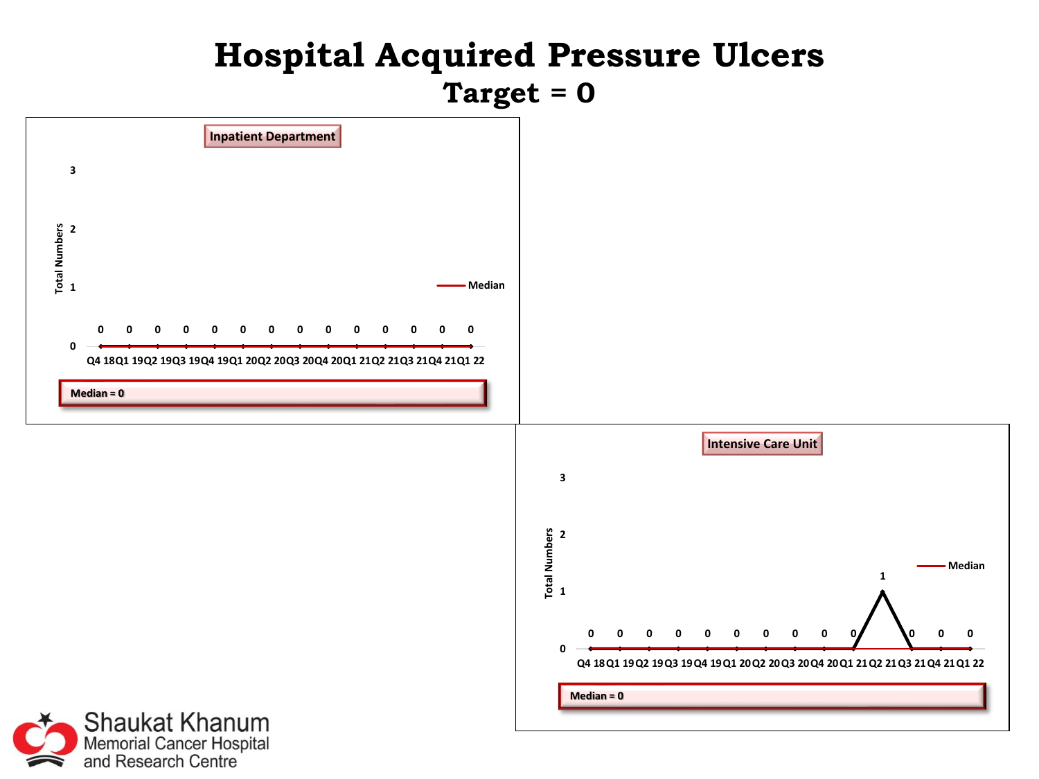# Hospital Acquired Pressure Ulcers

## Target = 0

### Inpatient Department

| Quarter | Q4 18 | Q1 19 | Q2 19 | Q3 19 | Q4 19 | Q1 20 | Q2 20 | Q3 20 | Q4 20 | Q1 21 | Q2 21 | Q3 21 | Q4 21 | Q1 22 |
|---|---|---|---|---|---|---|---|---|---|---|---|---|---|---|
| Total Numbers | 0 | 0 | 0 | 0 | 0 | 0 | 0 | 0 | 0 | 0 | 0 | 0 | 0 | 0 |

Median = 0

### Intensive Care Unit

| Quarter | Q4 18 | Q1 19 | Q2 19 | Q3 19 | Q4 19 | Q1 20 | Q2 20 | Q3 20 | Q4 20 | Q1 21 | Q2 21 | Q3 21 | Q4 21 | Q1 22 |
|---|---|---|---|---|---|---|---|---|---|---|---|---|---|---|
| Total Numbers | 0 | 0 | 0 | 0 | 0 | 0 | 0 | 0 | 0 | 0 | 1 | 0 | 0 | 0 |

Median = 0

Shaukat Khanum Memorial Cancer Hospital and Research Centre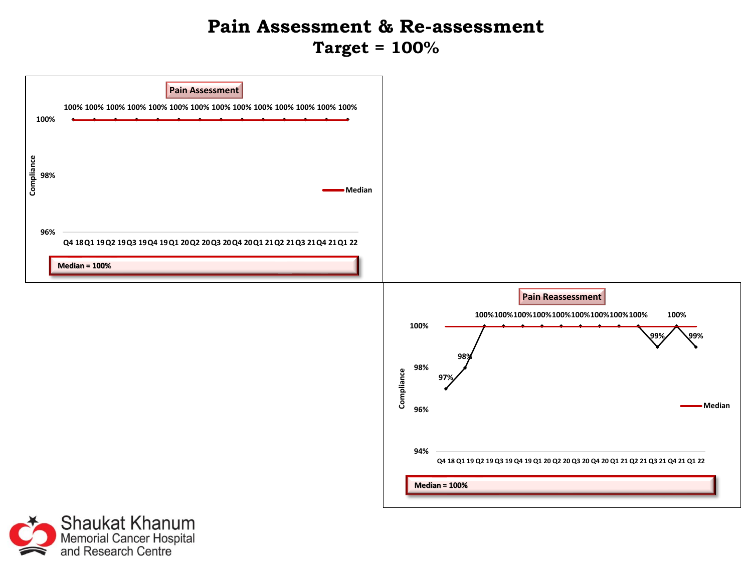# Pain Assessment & Re-assessment

## Target = 100%

### Pain Assessment

| Quarter | Q4 18 | Q1 19 | Q2 19 | Q3 19 | Q4 19 | Q1 20 | Q2 20 | Q3 20 | Q4 20 | Q1 21 | Q2 21 | Q3 21 | Q4 21 | Q1 22 |
|---|---|---|---|---|---|---|---|---|---|---|---|---|---|---|
| Compliance | 100% | 100% | 100% | 100% | 100% | 100% | 100% | 100% | 100% | 100% | 100% | 100% | 100% | 100% |

Median = 100%

### Pain Reassessment

| Quarter | Q4 18 | Q1 19 | Q2 19 | Q3 19 | Q4 19 | Q1 20 | Q2 20 | Q3 20 | Q4 20 | Q1 21 | Q2 21 | Q3 21 | Q4 21 | Q1 22 |
|---|---|---|---|---|---|---|---|---|---|---|---|---|---|---|
| Compliance | 97% | 98% | 100% | 100% | 100% | 100% | 100% | 100% | 100% | 100% | 100% | 99% | 100% | 99% |

Median = 100%

Shaukat Khanum Memorial Cancer Hospital and Research Centre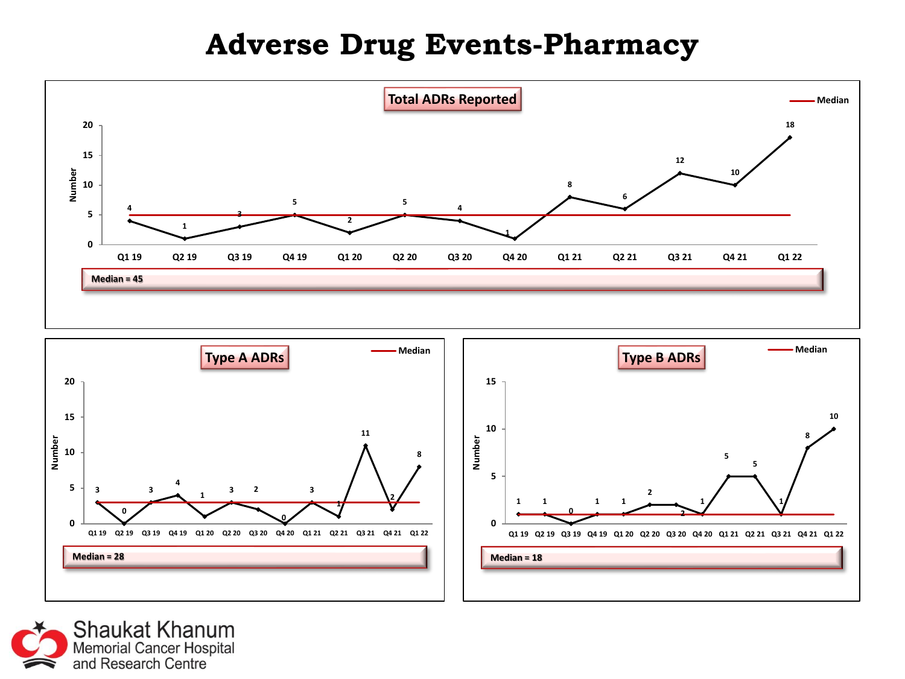# Adverse Drug Events-Pharmacy

## Total ADRs Reported

| Quarter | Q1 19 | Q2 19 | Q3 19 | Q4 19 | Q1 20 | Q2 20 | Q3 20 | Q4 20 | Q1 21 | Q2 21 | Q3 21 | Q4 21 | Q1 22 |
|---|---|---|---|---|---|---|---|---|---|---|---|---|---|
| Number | 4 | 1 | 3 | 5 | 2 | 5 | 4 | 1 | 8 | 6 | 12 | 10 | 18 |

Median = 45

## Type A ADRs

| Quarter | Q1 19 | Q2 19 | Q3 19 | Q4 19 | Q1 20 | Q2 20 | Q3 20 | Q4 20 | Q1 21 | Q2 21 | Q3 21 | Q4 21 | Q1 22 |
|---|---|---|---|---|---|---|---|---|---|---|---|---|---|
| Number | 3 | 0 | 3 | 4 | 1 | 3 | 2 | 0 | 3 | 1 | 11 | 2 | 8 |

Median = 28

## Type B ADRs

| Quarter | Q1 19 | Q2 19 | Q3 19 | Q4 19 | Q1 20 | Q2 20 | Q3 20 | Q4 20 | Q1 21 | Q2 21 | Q3 21 | Q4 21 | Q1 22 |
|---|---|---|---|---|---|---|---|---|---|---|---|---|---|
| Number | 1 | 1 | 0 | 1 | 1 | 2 | 2 | 1 | 5 | 5 | 1 | 8 | 10 |

Median = 18

Shaukat Khanum Memorial Cancer Hospital and Research Centre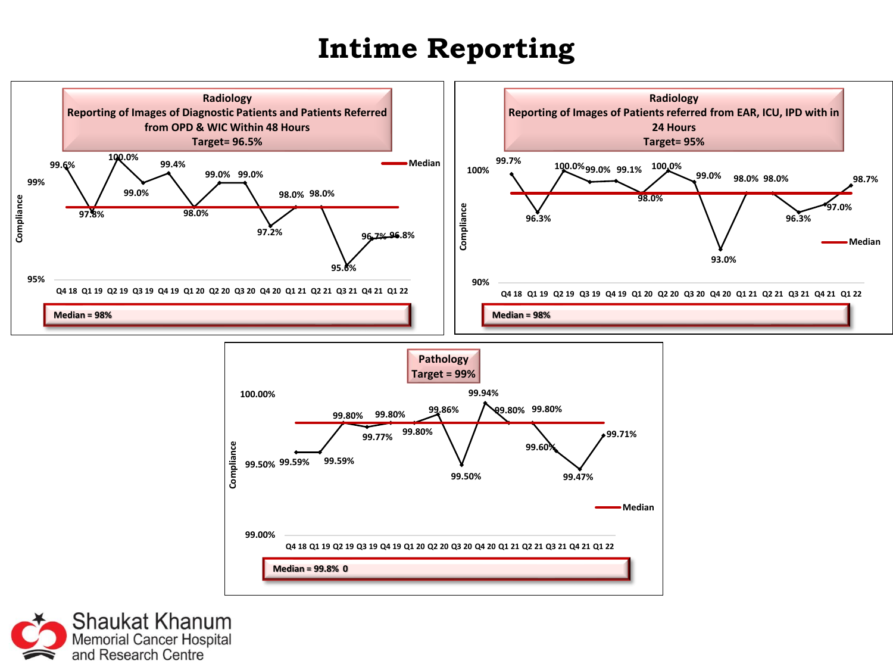# Intime Reporting

## Radiology
### Reporting of Images of Diagnostic Patients and Patients Referred from OPD & WIC Within 48 Hours
**Target= 96.5%**

| Quarter | Q4 18 | Q1 19 | Q2 19 | Q3 19 | Q4 19 | Q1 20 | Q2 20 | Q3 20 | Q4 20 | Q1 21 | Q2 21 | Q3 21 | Q4 21 | Q1 22 |
|---|---|---|---|---|---|---|---|---|---|---|---|---|---|---|
| Compliance | 99.6% | 97.8% | 100.0% | 99.0% | 99.4% | 98.0% | 99.0% | 99.0% | 97.2% | 98.0% | 98.0% | 95.6% | 96.7% | 96.8% |

**Median = 98%**

## Radiology
### Reporting of Images of Patients referred from EAR, ICU, IPD with in 24 Hours
**Target= 95%**

| Quarter | Q4 18 | Q1 19 | Q2 19 | Q3 19 | Q4 19 | Q1 20 | Q2 20 | Q3 20 | Q4 20 | Q1 21 | Q2 21 | Q3 21 | Q4 21 | Q1 22 |
|---|---|---|---|---|---|---|---|---|---|---|---|---|---|---|
| Compliance | 99.7% | 96.3% | 100.0% | 99.0% | 99.1% | 98.0% | 100.0% | 99.0% | 93.0% | 98.0% | 98.0% | 96.3% | 97.0% | 98.7% |

**Median = 98%**

## Pathology
**Target = 99%**

| Quarter | Q4 18 | Q1 19 | Q2 19 | Q3 19 | Q4 19 | Q1 20 | Q2 20 | Q3 20 | Q4 20 | Q1 21 | Q2 21 | Q3 21 | Q4 21 | Q1 22 |
|---|---|---|---|---|---|---|---|---|---|---|---|---|---|---|
| Compliance | 99.59% | 99.59% | 99.80% | 99.77% | 99.80% | 99.80% | 99.86% | 99.50% | 99.94% | 99.80% | 99.80% | 99.60% | 99.47% | 99.71% |

**Median = 99.8% 0**

Shaukat Khanum Memorial Cancer Hospital and Research Centre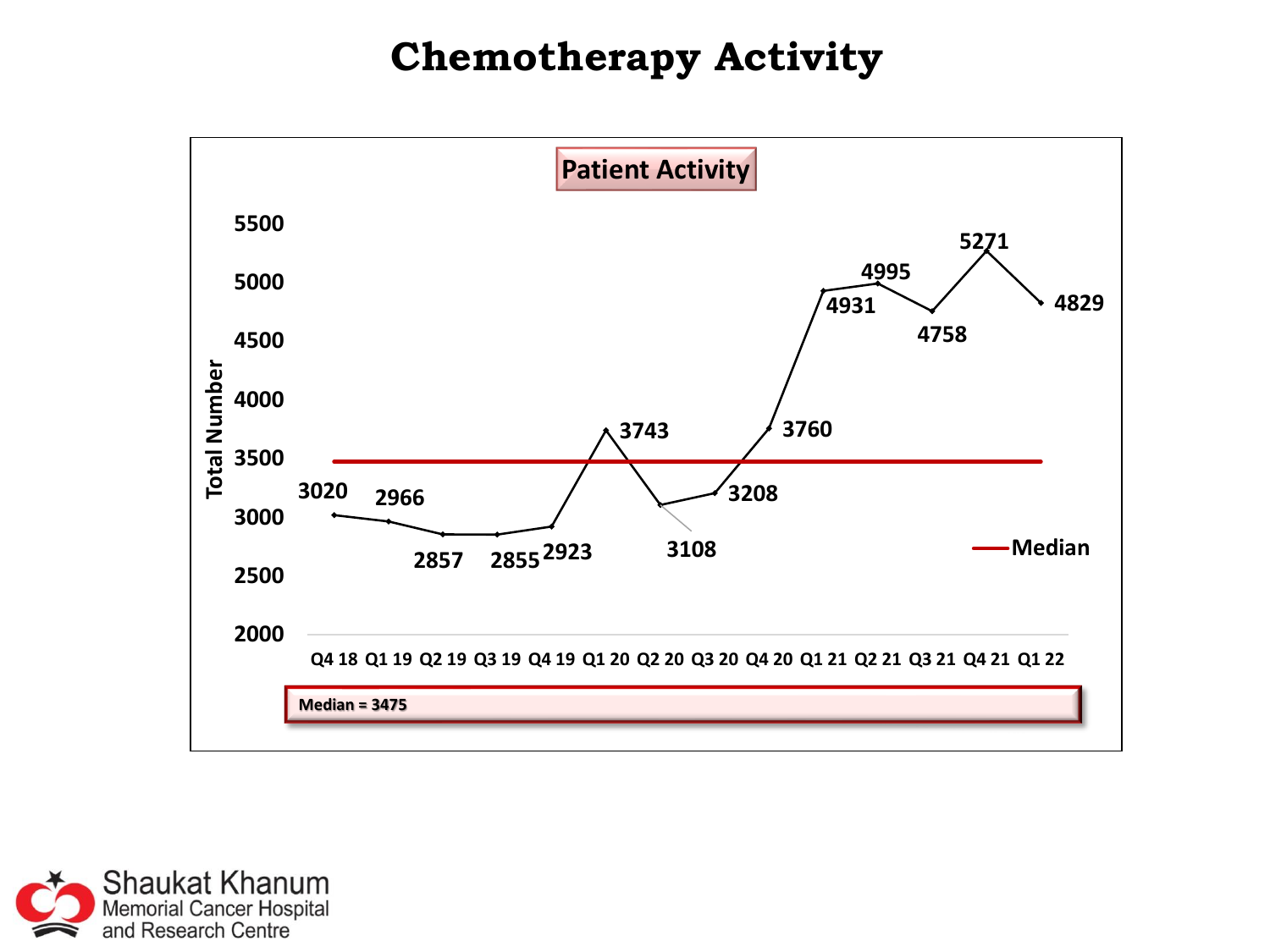# Chemotherapy Activity

**Patient Activity**

| Quarter | Total Number |
|---|---|
| Q4 18 | 3020 |
| Q1 19 | 2966 |
| Q2 19 | 2857 |
| Q3 19 | 2855 |
| Q4 19 | 2923 |
| Q1 20 | 3743 |
| Q2 20 | 3108 |
| Q3 20 | 3208 |
| Q4 20 | 3760 |
| Q1 21 | 4931 |
| Q2 21 | 4995 |
| Q3 21 | 4758 |
| Q4 21 | 5271 |
| Q1 22 | 4829 |

Median = 3475

Shaukat Khanum Memorial Cancer Hospital and Research Centre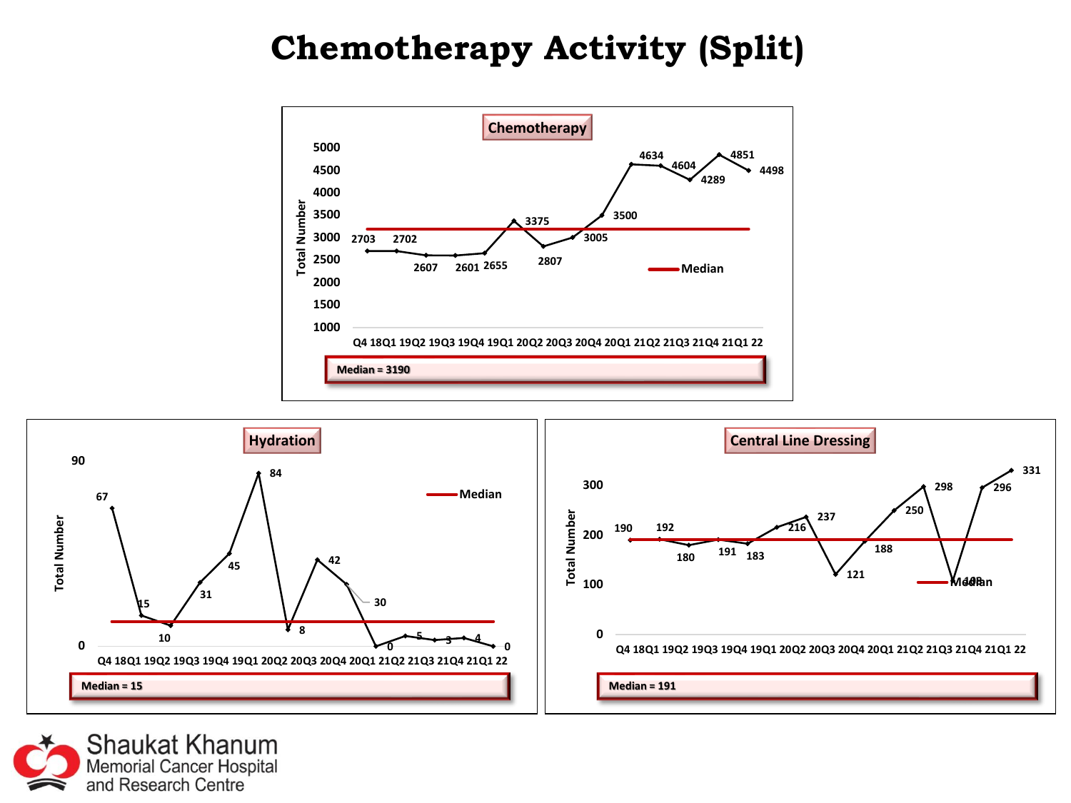# Chemotherapy Activity (Split)

## Chemotherapy

| Quarter | Total Number |
|---|---|
| Q4 18 | 2703 |
| Q1 19 | 2702 |
| Q2 19 | 2607 |
| Q3 19 | 2601 |
| Q4 19 | 2655 |
| Q1 20 | 3375 |
| Q2 20 | 2807 |
| Q3 20 | 3005 |
| Q4 20 | 3500 |
| Q1 21 | 4634 |
| Q2 21 | 4604 |
| Q3 21 | 4289 |
| Q4 21 | 4851 |
| Q1 22 | 4498 |

**Median = 3190**

## Hydration

| Quarter | Total Number |
|---|---|
| Q4 18 | 67 |
| Q1 19 | 15 |
| Q2 19 | 10 |
| Q3 19 | 31 |
| Q4 19 | 45 |
| Q1 20 | 84 |
| Q2 20 | 8 |
| Q3 20 | 42 |
| Q4 20 | 30 |
| Q1 21 | 0 |
| Q2 21 | 5 |
| Q3 21 | 3 |
| Q4 21 | 4 |
| Q1 22 | 0 |

**Median = 15**

## Central Line Dressing

| Quarter | Total Number |
|---|---|
| Q4 18 | 190 |
| Q1 19 | 192 |
| Q2 19 | 180 |
| Q3 19 | 191 |
| Q4 19 | 183 |
| Q1 20 | 216 |
| Q2 20 | 237 |
| Q3 20 | 121 |
| Q4 20 | 188 |
| Q1 21 | 250 |
| Q2 21 | 298 |
| Q3 21 | 108 |
| Q4 21 | 296 |
| Q1 22 | 331 |

**Median = 191**

Shaukat Khanum Memorial Cancer Hospital and Research Centre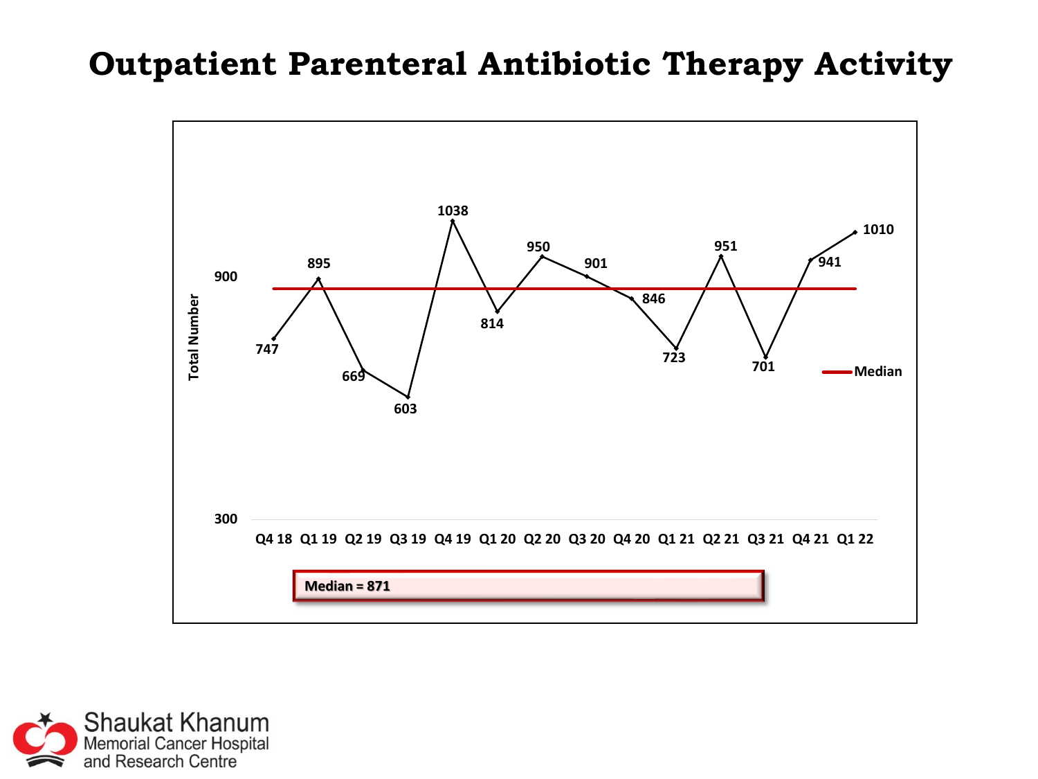# Outpatient Parenteral Antibiotic Therapy Activity

| Quarter | Total Number |
|---|---|
| Q4 18 | 747 |
| Q1 19 | 895 |
| Q2 19 | 669 |
| Q3 19 | 603 |
| Q4 19 | 1038 |
| Q1 20 | 814 |
| Q2 20 | 950 |
| Q3 20 | 901 |
| Q4 20 | 846 |
| Q1 21 | 723 |
| Q2 21 | 951 |
| Q3 21 | 701 |
| Q4 21 | 941 |
| Q1 22 | 1010 |

Median = 871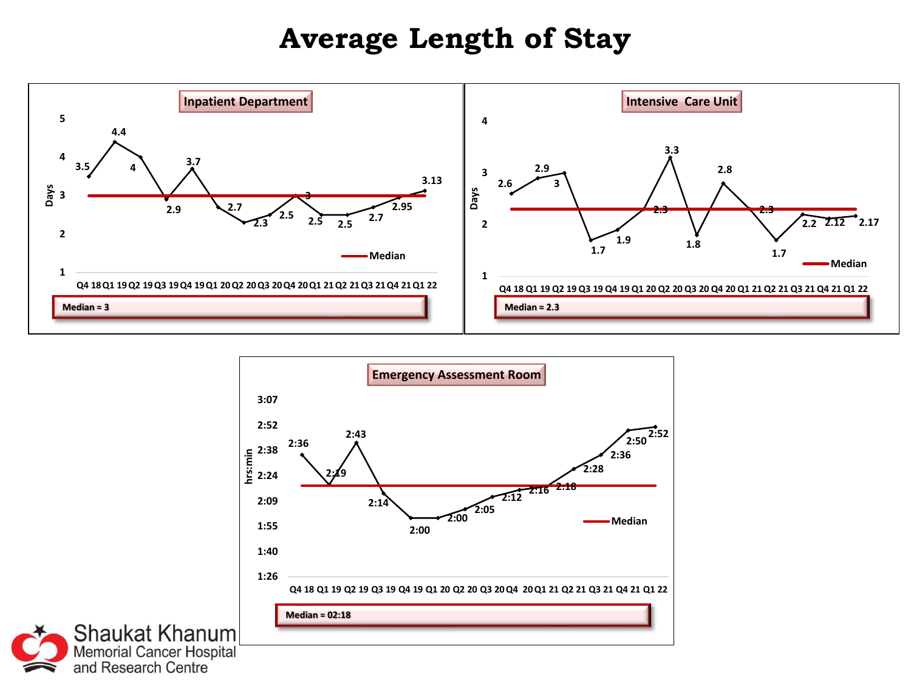# Average Length of Stay

## Inpatient Department

| Quarter | Q4 18 | Q1 19 | Q2 19 | Q3 19 | Q4 19 | Q1 20 | Q2 20 | Q3 20 | Q4 20 | Q1 21 | Q2 21 | Q3 21 | Q4 21 | Q1 22 |
|---|---|---|---|---|---|---|---|---|---|---|---|---|---|---|
| Days | 3.5 | 4.4 | 4 | 2.9 | 3.7 | 2.7 | 2.3 | 2.5 | 3 | 2.5 | 2.5 | 2.7 | 2.95 | 3.13 |

Median = 3

## Intensive Care Unit

| Quarter | Q4 18 | Q1 19 | Q2 19 | Q3 19 | Q4 19 | Q1 20 | Q2 20 | Q3 20 | Q4 20 | Q1 21 | Q2 21 | Q3 21 | Q4 21 | Q1 22 |
|---|---|---|---|---|---|---|---|---|---|---|---|---|---|---|
| Days | 2.6 | 2.9 | 3 | 1.7 | 1.9 | 2.3 | 3.3 | 1.8 | 2.8 | 2.3 | 1.7 | 2.2 | 2.12 | 2.17 |

Median = 2.3

## Emergency Assessment Room

| Quarter | Q4 18 | Q1 19 | Q2 19 | Q3 19 | Q4 19 | Q1 20 | Q2 20 | Q3 20 | Q4 20 | Q1 21 | Q2 21 | Q3 21 | Q4 21 | Q1 22 |
|---|---|---|---|---|---|---|---|---|---|---|---|---|---|---|
| hrs:min | 2:36 | 2:19 | 2:43 | 2:14 | 2:00 | 2:00 | 2:05 | 2:12 | 2:16 | 2:18 | 2:28 | 2:36 | 2:50 | 2:52 |

Median = 02:18

Shaukat Khanum Memorial Cancer Hospital and Research Centre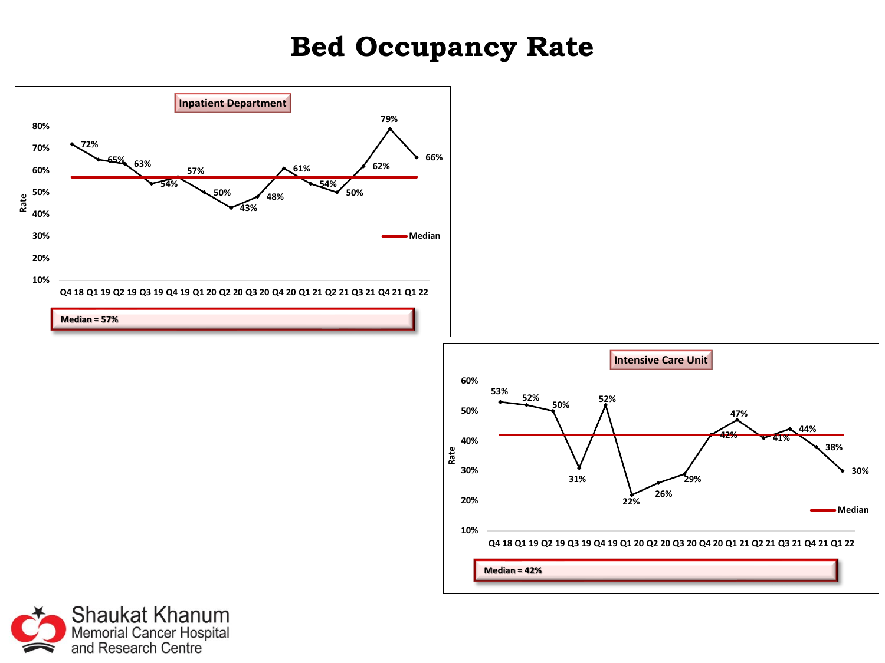# Bed Occupancy Rate

## Inpatient Department

| Quarter | Rate |
|---|---|
| Q4 18 | 72% |
| Q1 19 | 65% |
| Q2 19 | 63% |
| Q3 19 | 54% |
| Q4 19 | 57% |
| Q1 20 | 50% |
| Q2 20 | 43% |
| Q3 20 | 48% |
| Q4 20 | 61% |
| Q1 21 | 54% |
| Q2 21 | 50% |
| Q3 21 | 62% |
| Q4 21 | 79% |
| Q1 22 | 66% |

Median

**Median = 57%**

## Intensive Care Unit

| Quarter | Rate |
|---|---|
| Q4 18 | 53% |
| Q1 19 | 52% |
| Q2 19 | 50% |
| Q3 19 | 31% |
| Q4 19 | 52% |
| Q1 20 | 22% |
| Q2 20 | 26% |
| Q3 20 | 29% |
| Q4 20 | 42% |
| Q1 21 | 47% |
| Q2 21 | 41% |
| Q3 21 | 44% |
| Q4 21 | 38% |
| Q1 22 | 30% |

Median

**Median = 42%**

Shaukat Khanum Memorial Cancer Hospital and Research Centre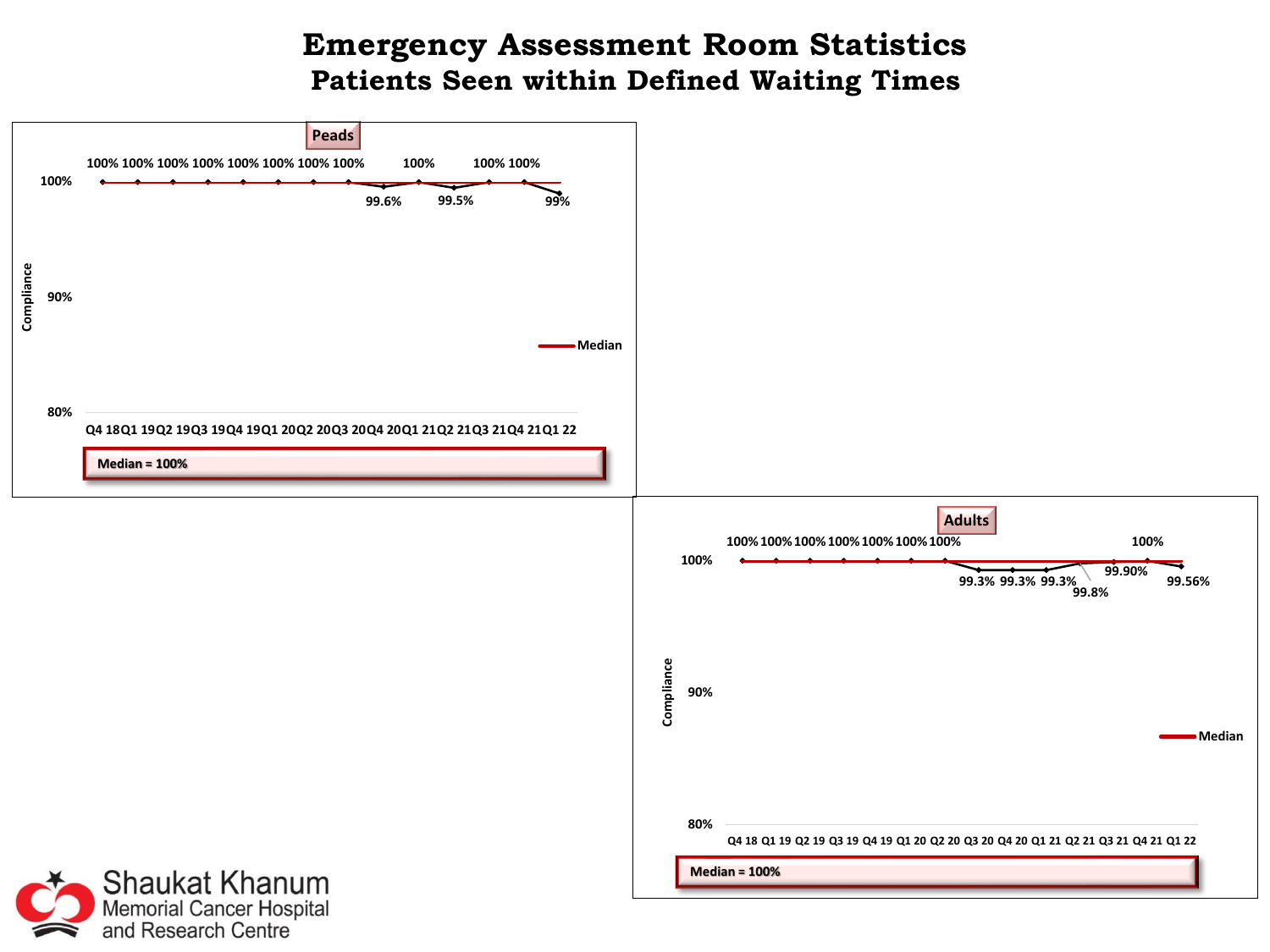# Emergency Assessment Room Statistics

## Patients Seen within Defined Waiting Times

### Peads

| Quarter | Q4 18 | Q1 19 | Q2 19 | Q3 19 | Q4 19 | Q1 20 | Q2 20 | Q3 20 | Q4 20 | Q1 21 | Q2 21 | Q3 21 | Q4 21 | Q1 22 |
|---|---|---|---|---|---|---|---|---|---|---|---|---|---|---|
| Compliance | 100% | 100% | 100% | 100% | 100% | 100% | 100% | 100% | 99.6% | 100% | 99.5% | 100% | 100% | 99% |

Median = 100%

### Adults

| Quarter | Q4 18 | Q1 19 | Q2 19 | Q3 19 | Q4 19 | Q1 20 | Q2 20 | Q3 20 | Q4 20 | Q1 21 | Q2 21 | Q3 21 | Q4 21 | Q1 22 |
|---|---|---|---|---|---|---|---|---|---|---|---|---|---|---|
| Compliance | 100% | 100% | 100% | 100% | 100% | 100% | 100% | 99.3% | 99.3% | 99.3% | 99.8% | 99.90% | 100% | 99.56% |

Median = 100%

Shaukat Khanum Memorial Cancer Hospital and Research Centre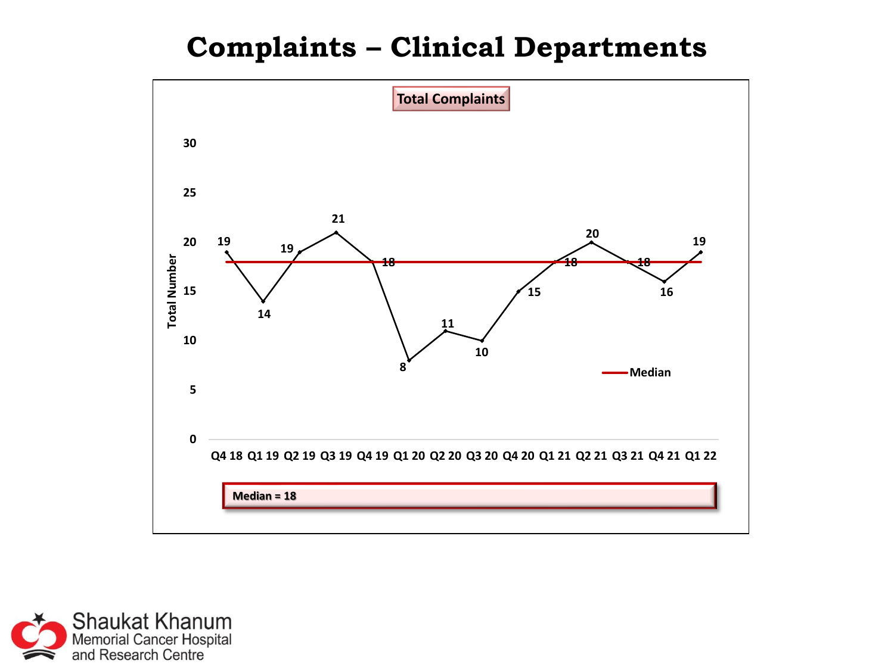# Complaints – Clinical Departments

**Total Complaints**

| Quarter | Total Number |
|---|---|
| Q4 18 | 19 |
| Q1 19 | 14 |
| Q2 19 | 19 |
| Q3 19 | 21 |
| Q4 19 | 18 |
| Q1 20 | 8 |
| Q2 20 | 11 |
| Q3 20 | 10 |
| Q4 20 | 15 |
| Q1 21 | 18 |
| Q2 21 | 20 |
| Q3 21 | 18 |
| Q4 21 | 16 |
| Q1 22 | 19 |

Median

**Median = 18**

Shaukat Khanum Memorial Cancer Hospital and Research Centre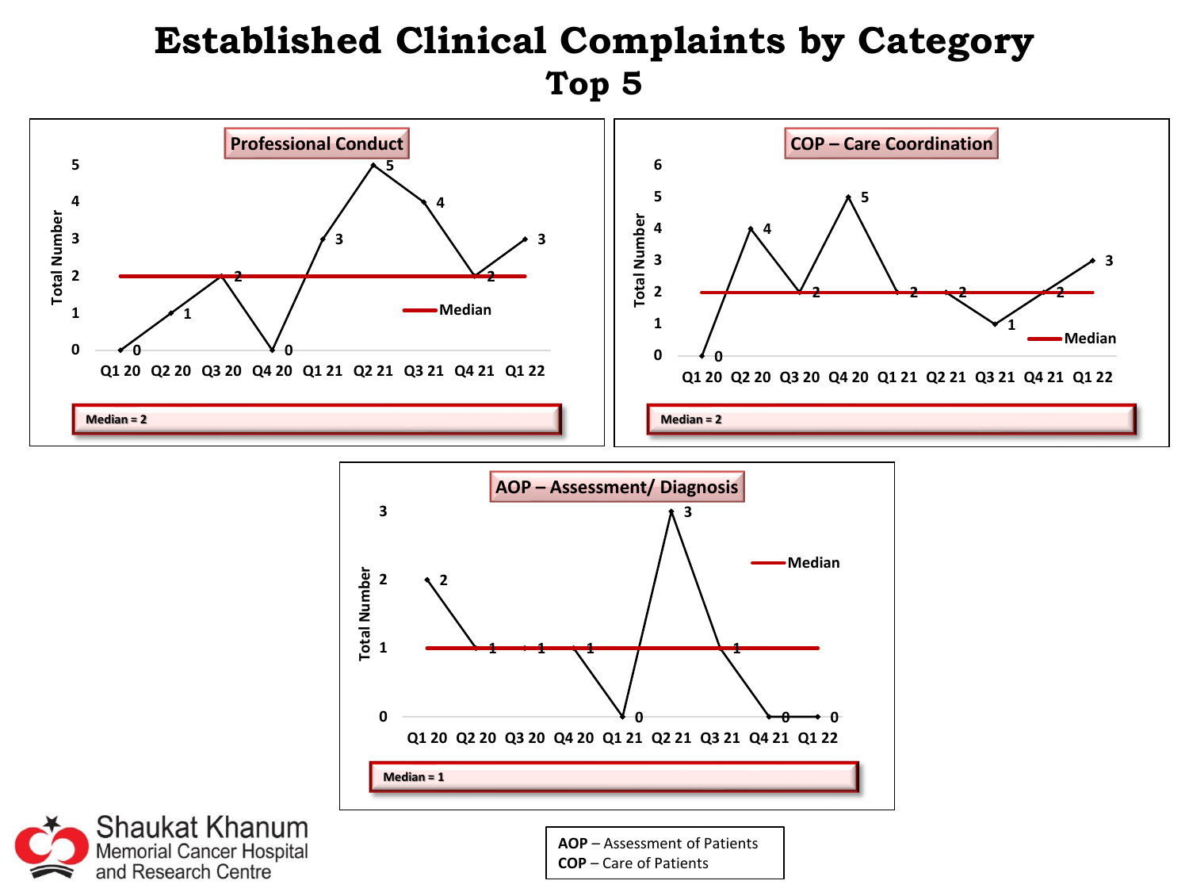# Established Clinical Complaints by Category

## Top 5

### Professional Conduct

| Quarter | Q1 20 | Q2 20 | Q3 20 | Q4 20 | Q1 21 | Q2 21 | Q3 21 | Q4 21 | Q1 22 |
|---|---|---|---|---|---|---|---|---|---|
| Total Number | 0 | 1 | 2 | 0 | 3 | 5 | 4 | 2 | 3 |

Median = 2

### COP – Care Coordination

| Quarter | Q1 20 | Q2 20 | Q3 20 | Q4 20 | Q1 21 | Q2 21 | Q3 21 | Q4 21 | Q1 22 |
|---|---|---|---|---|---|---|---|---|---|
| Total Number | 0 | 4 | 2 | 5 | 2 | 2 | 1 | 2 | 3 |

Median = 2

### AOP – Assessment/ Diagnosis

| Quarter | Q1 20 | Q2 20 | Q3 20 | Q4 20 | Q1 21 | Q2 21 | Q3 21 | Q4 21 | Q1 22 |
|---|---|---|---|---|---|---|---|---|---|
| Total Number | 2 | 1 | 1 | 1 | 0 | 3 | 1 | 0 | 0 |

Median = 1

**AOP** – Assessment of Patients
**COP** – Care of Patients

Shaukat Khanum Memorial Cancer Hospital and Research Centre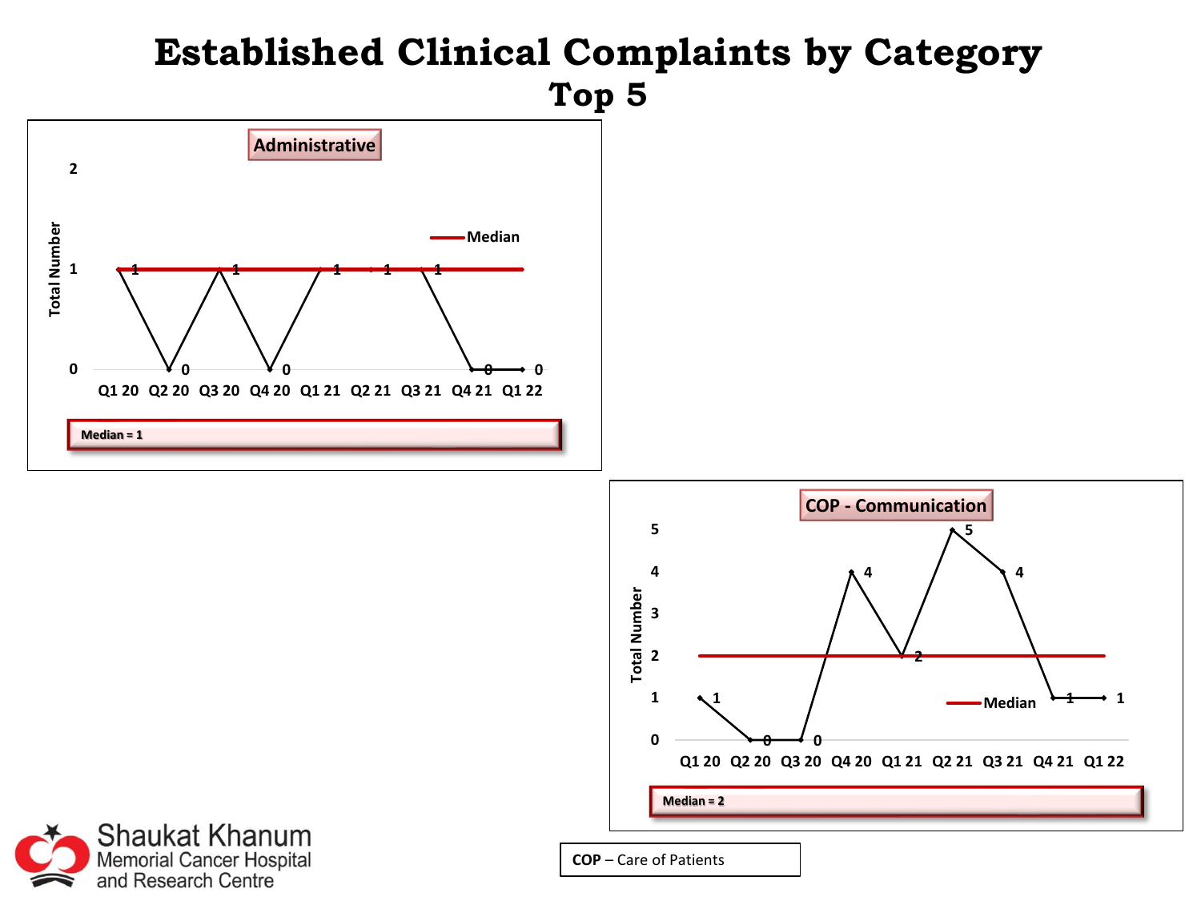# Established Clinical Complaints by Category
## Top 5

Administrative

Total Number

2
1
0

Median

1 0 1 0 1 1 1 0 0

Q1 20 Q2 20 Q3 20 Q4 20 Q1 21 Q2 21 Q3 21 Q4 21 Q1 22

Median = 1

COP - Communication

Total Number

5
4
3
2
1
0

Median

1 0 0 4 2 5 4 1 1

Q1 20 Q2 20 Q3 20 Q4 20 Q1 21 Q2 21 Q3 21 Q4 21 Q1 22

Median = 2

**COP** – Care of Patients

Shaukat Khanum
Memorial Cancer Hospital
and Research Centre